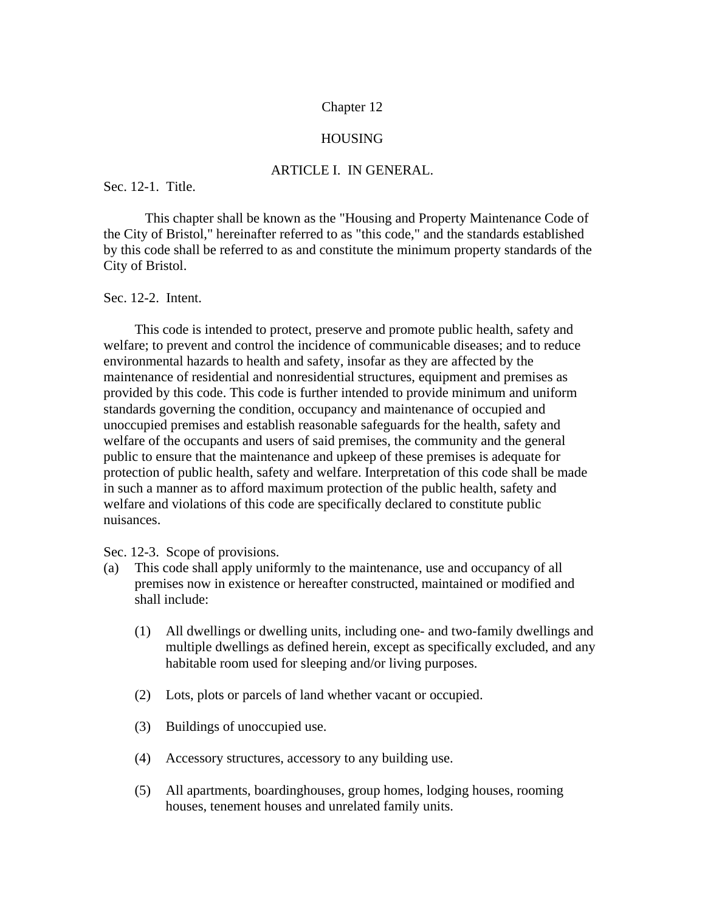# Chapter 12

# HOUSING

## ARTICLE I. IN GENERAL.

### Sec. 12-1. Title.

This chapter shall be known as the "Housing and Property Maintenance Code of the City of Bristol," hereinafter referred to as "this code," and the standards established by this code shall be referred to as and constitute the minimum property standards of the City of Bristol.

### Sec. 12-2. Intent.

This code is intended to protect, preserve and promote public health, safety and welfare; to prevent and control the incidence of communicable diseases; and to reduce environmental hazards to health and safety, insofar as they are affected by the maintenance of residential and nonresidential structures, equipment and premises as provided by this code. This code is further intended to provide minimum and uniform standards governing the condition, occupancy and maintenance of occupied and unoccupied premises and establish reasonable safeguards for the health, safety and welfare of the occupants and users of said premises, the community and the general public to ensure that the maintenance and upkeep of these premises is adequate for protection of public health, safety and welfare. Interpretation of this code shall be made in such a manner as to afford maximum protection of the public health, safety and welfare and violations of this code are specifically declared to constitute public nuisances.

### Sec. 12-3. Scope of provisions.

(a) This code shall apply uniformly to the maintenance, use and occupancy of all premises now in existence or hereafter constructed, maintained or modified and shall include:

   (1) All dwellings or dwelling units, including one- and two-family dwellings and multiple dwellings as defined herein, except as specifically excluded, and any habitable room used for sleeping and/or living purposes.

   (2) Lots, plots or parcels of land whether vacant or occupied.

   (3) Buildings of unoccupied use.

   (4) Accessory structures, accessory to any building use.

   (5) All apartments, boardinghouses, group homes, lodging houses, rooming houses, tenement houses and unrelated family units.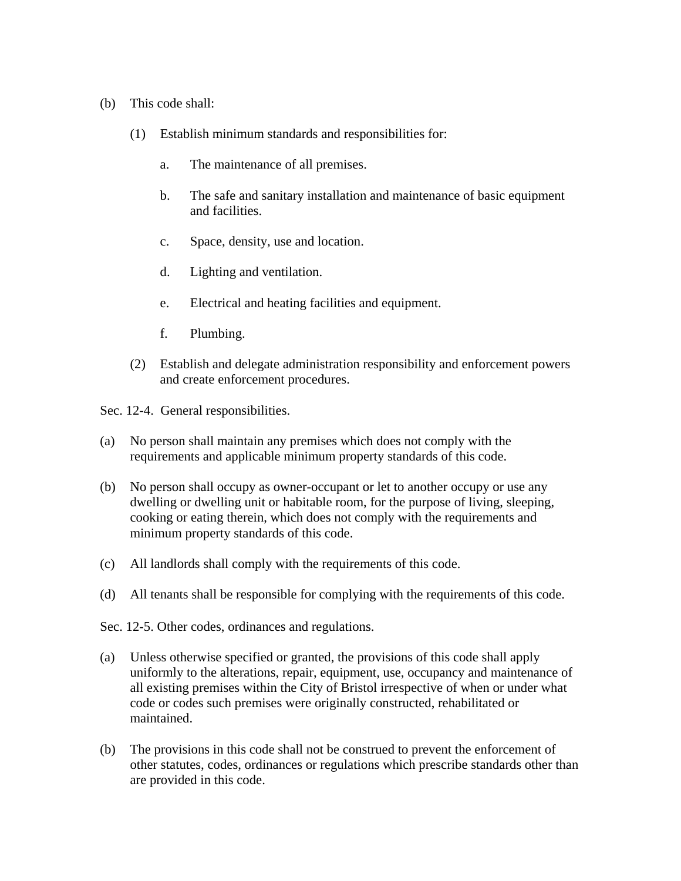(b) This code shall:

(1) Establish minimum standards and responsibilities for:

a. The maintenance of all premises.

b. The safe and sanitary installation and maintenance of basic equipment and facilities.

c. Space, density, use and location.

d. Lighting and ventilation.

e. Electrical and heating facilities and equipment.

f. Plumbing.

(2) Establish and delegate administration responsibility and enforcement powers and create enforcement procedures.

Sec. 12-4. General responsibilities.

(a) No person shall maintain any premises which does not comply with the requirements and applicable minimum property standards of this code.

(b) No person shall occupy as owner-occupant or let to another occupy or use any dwelling or dwelling unit or habitable room, for the purpose of living, sleeping, cooking or eating therein, which does not comply with the requirements and minimum property standards of this code.

(c) All landlords shall comply with the requirements of this code.

(d) All tenants shall be responsible for complying with the requirements of this code.

Sec. 12-5. Other codes, ordinances and regulations.

(a) Unless otherwise specified or granted, the provisions of this code shall apply uniformly to the alterations, repair, equipment, use, occupancy and maintenance of all existing premises within the City of Bristol irrespective of when or under what code or codes such premises were originally constructed, rehabilitated or maintained.

(b) The provisions in this code shall not be construed to prevent the enforcement of other statutes, codes, ordinances or regulations which prescribe standards other than are provided in this code.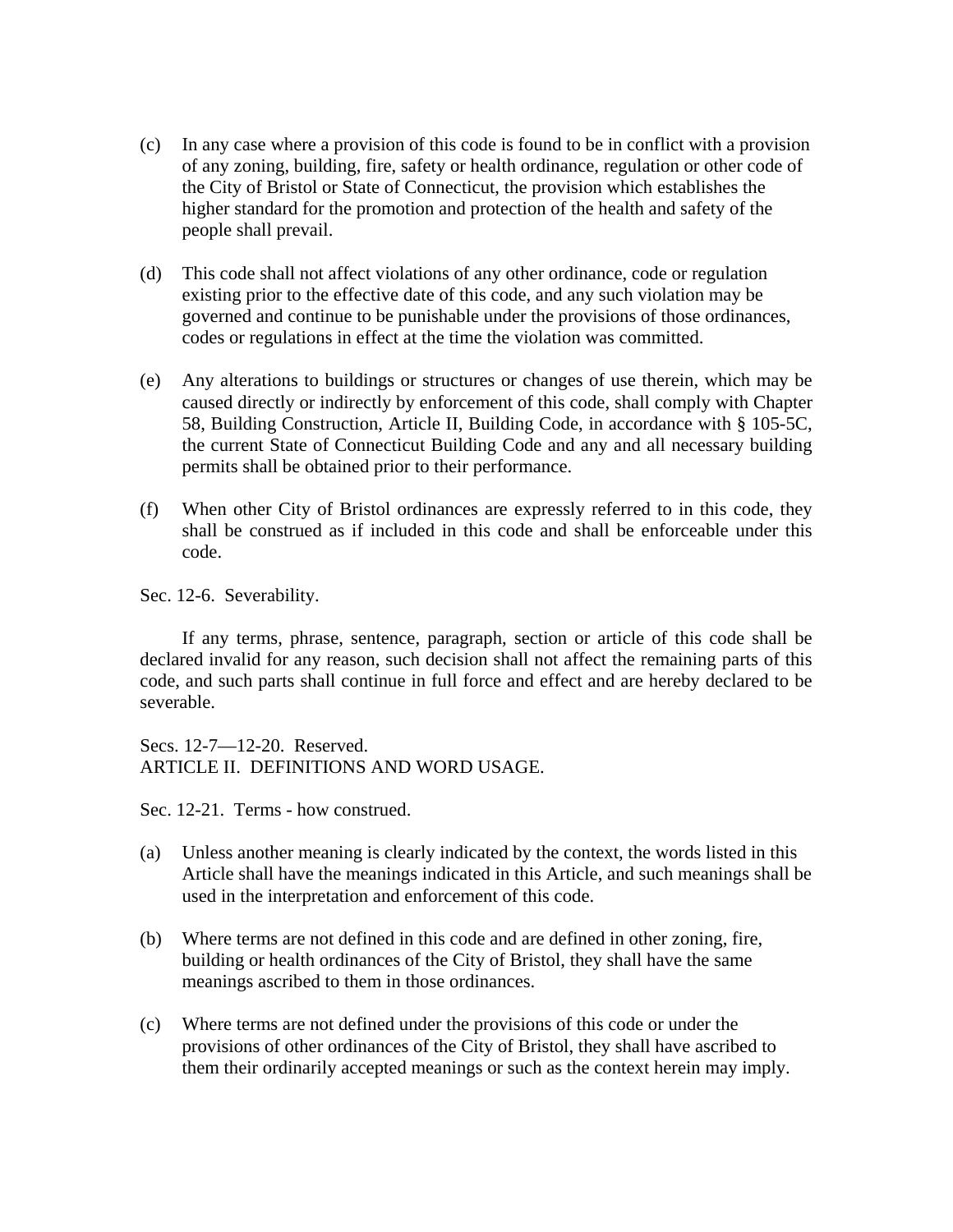(c) In any case where a provision of this code is found to be in conflict with a provision of any zoning, building, fire, safety or health ordinance, regulation or other code of the City of Bristol or State of Connecticut, the provision which establishes the higher standard for the promotion and protection of the health and safety of the people shall prevail.

(d) This code shall not affect violations of any other ordinance, code or regulation existing prior to the effective date of this code, and any such violation may be governed and continue to be punishable under the provisions of those ordinances, codes or regulations in effect at the time the violation was committed.

(e) Any alterations to buildings or structures or changes of use therein, which may be caused directly or indirectly by enforcement of this code, shall comply with Chapter 58, Building Construction, Article II, Building Code, in accordance with § 105-5C, the current State of Connecticut Building Code and any and all necessary building permits shall be obtained prior to their performance.

(f) When other City of Bristol ordinances are expressly referred to in this code, they shall be construed as if included in this code and shall be enforceable under this code.

Sec. 12-6. Severability.

If any terms, phrase, sentence, paragraph, section or article of this code shall be declared invalid for any reason, such decision shall not affect the remaining parts of this code, and such parts shall continue in full force and effect and are hereby declared to be severable.

Secs. 12-7—12-20. Reserved.

ARTICLE II. DEFINITIONS AND WORD USAGE.

Sec. 12-21. Terms - how construed.

(a) Unless another meaning is clearly indicated by the context, the words listed in this Article shall have the meanings indicated in this Article, and such meanings shall be used in the interpretation and enforcement of this code.

(b) Where terms are not defined in this code and are defined in other zoning, fire, building or health ordinances of the City of Bristol, they shall have the same meanings ascribed to them in those ordinances.

(c) Where terms are not defined under the provisions of this code or under the provisions of other ordinances of the City of Bristol, they shall have ascribed to them their ordinarily accepted meanings or such as the context herein may imply.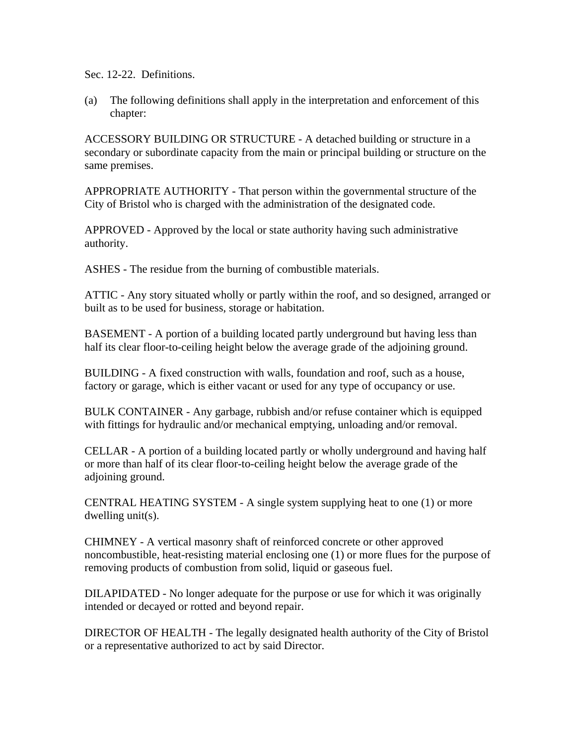Sec. 12-22. Definitions.

(a) The following definitions shall apply in the interpretation and enforcement of this chapter:

ACCESSORY BUILDING OR STRUCTURE - A detached building or structure in a secondary or subordinate capacity from the main or principal building or structure on the same premises.

APPROPRIATE AUTHORITY - That person within the governmental structure of the City of Bristol who is charged with the administration of the designated code.

APPROVED - Approved by the local or state authority having such administrative authority.

ASHES - The residue from the burning of combustible materials.

ATTIC - Any story situated wholly or partly within the roof, and so designed, arranged or built as to be used for business, storage or habitation.

BASEMENT - A portion of a building located partly underground but having less than half its clear floor-to-ceiling height below the average grade of the adjoining ground.

BUILDING - A fixed construction with walls, foundation and roof, such as a house, factory or garage, which is either vacant or used for any type of occupancy or use.

BULK CONTAINER - Any garbage, rubbish and/or refuse container which is equipped with fittings for hydraulic and/or mechanical emptying, unloading and/or removal.

CELLAR - A portion of a building located partly or wholly underground and having half or more than half of its clear floor-to-ceiling height below the average grade of the adjoining ground.

CENTRAL HEATING SYSTEM - A single system supplying heat to one (1) or more dwelling unit(s).

CHIMNEY - A vertical masonry shaft of reinforced concrete or other approved noncombustible, heat-resisting material enclosing one (1) or more flues for the purpose of removing products of combustion from solid, liquid or gaseous fuel.

DILAPIDATED - No longer adequate for the purpose or use for which it was originally intended or decayed or rotted and beyond repair.

DIRECTOR OF HEALTH - The legally designated health authority of the City of Bristol or a representative authorized to act by said Director.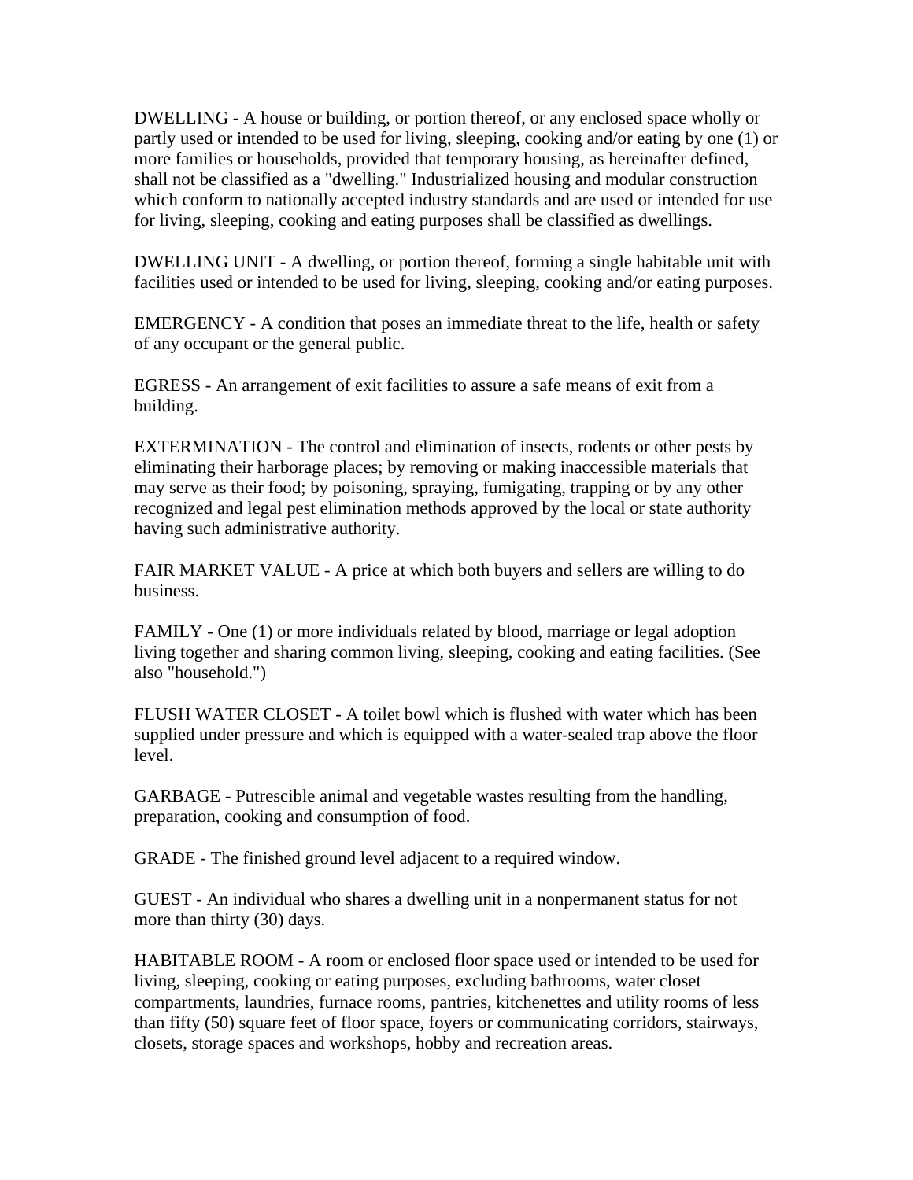DWELLING - A house or building, or portion thereof, or any enclosed space wholly or partly used or intended to be used for living, sleeping, cooking and/or eating by one (1) or more families or households, provided that temporary housing, as hereinafter defined, shall not be classified as a "dwelling." Industrialized housing and modular construction which conform to nationally accepted industry standards and are used or intended for use for living, sleeping, cooking and eating purposes shall be classified as dwellings.

DWELLING UNIT - A dwelling, or portion thereof, forming a single habitable unit with facilities used or intended to be used for living, sleeping, cooking and/or eating purposes.

EMERGENCY - A condition that poses an immediate threat to the life, health or safety of any occupant or the general public.

EGRESS - An arrangement of exit facilities to assure a safe means of exit from a building.

EXTERMINATION - The control and elimination of insects, rodents or other pests by eliminating their harborage places; by removing or making inaccessible materials that may serve as their food; by poisoning, spraying, fumigating, trapping or by any other recognized and legal pest elimination methods approved by the local or state authority having such administrative authority.

FAIR MARKET VALUE - A price at which both buyers and sellers are willing to do business.

FAMILY - One (1) or more individuals related by blood, marriage or legal adoption living together and sharing common living, sleeping, cooking and eating facilities. (See also "household.")

FLUSH WATER CLOSET - A toilet bowl which is flushed with water which has been supplied under pressure and which is equipped with a water-sealed trap above the floor level.

GARBAGE - Putrescible animal and vegetable wastes resulting from the handling, preparation, cooking and consumption of food.

GRADE - The finished ground level adjacent to a required window.

GUEST - An individual who shares a dwelling unit in a nonpermanent status for not more than thirty (30) days.

HABITABLE ROOM - A room or enclosed floor space used or intended to be used for living, sleeping, cooking or eating purposes, excluding bathrooms, water closet compartments, laundries, furnace rooms, pantries, kitchenettes and utility rooms of less than fifty (50) square feet of floor space, foyers or communicating corridors, stairways, closets, storage spaces and workshops, hobby and recreation areas.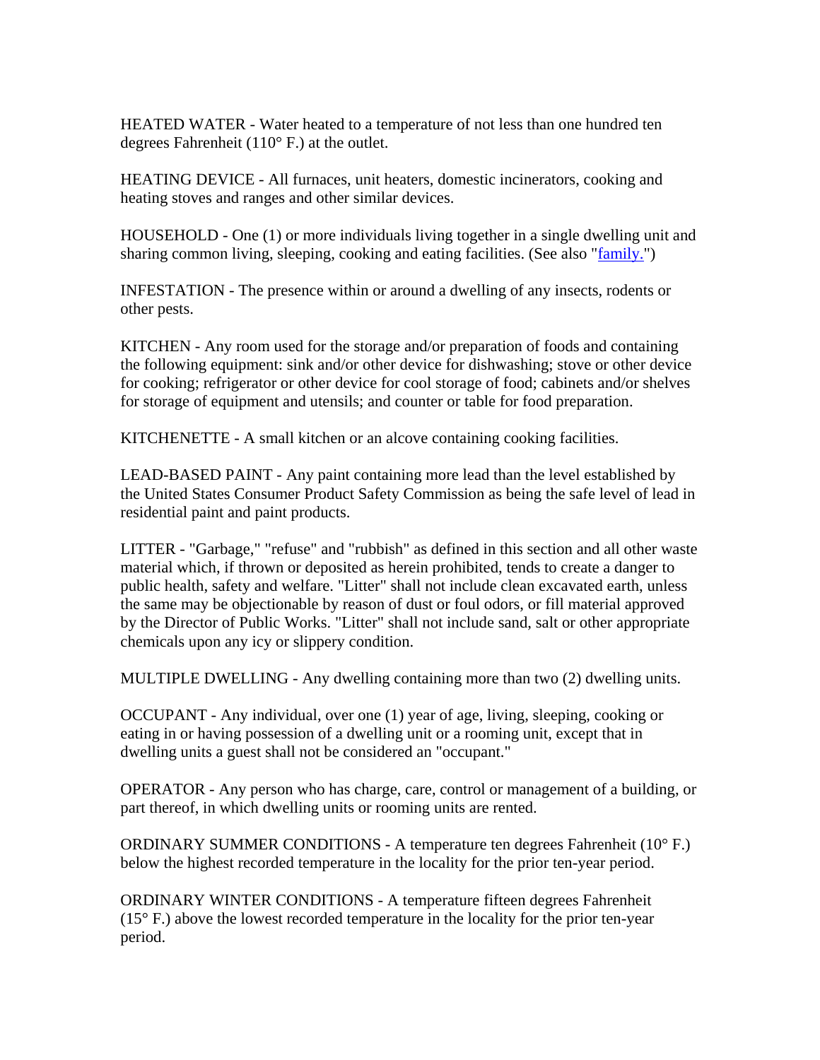HEATED WATER - Water heated to a temperature of not less than one hundred ten degrees Fahrenheit (110° F.) at the outlet.

HEATING DEVICE - All furnaces, unit heaters, domestic incinerators, cooking and heating stoves and ranges and other similar devices.

HOUSEHOLD - One (1) or more individuals living together in a single dwelling unit and sharing common living, sleeping, cooking and eating facilities. (See also "family.")

INFESTATION - The presence within or around a dwelling of any insects, rodents or other pests.

KITCHEN - Any room used for the storage and/or preparation of foods and containing the following equipment: sink and/or other device for dishwashing; stove or other device for cooking; refrigerator or other device for cool storage of food; cabinets and/or shelves for storage of equipment and utensils; and counter or table for food preparation.

KITCHENETTE - A small kitchen or an alcove containing cooking facilities.

LEAD-BASED PAINT - Any paint containing more lead than the level established by the United States Consumer Product Safety Commission as being the safe level of lead in residential paint and paint products.

LITTER - "Garbage," "refuse" and "rubbish" as defined in this section and all other waste material which, if thrown or deposited as herein prohibited, tends to create a danger to public health, safety and welfare. "Litter" shall not include clean excavated earth, unless the same may be objectionable by reason of dust or foul odors, or fill material approved by the Director of Public Works. "Litter" shall not include sand, salt or other appropriate chemicals upon any icy or slippery condition.

MULTIPLE DWELLING - Any dwelling containing more than two (2) dwelling units.

OCCUPANT - Any individual, over one (1) year of age, living, sleeping, cooking or eating in or having possession of a dwelling unit or a rooming unit, except that in dwelling units a guest shall not be considered an "occupant."

OPERATOR - Any person who has charge, care, control or management of a building, or part thereof, in which dwelling units or rooming units are rented.

ORDINARY SUMMER CONDITIONS - A temperature ten degrees Fahrenheit (10° F.) below the highest recorded temperature in the locality for the prior ten-year period.

ORDINARY WINTER CONDITIONS - A temperature fifteen degrees Fahrenheit (15° F.) above the lowest recorded temperature in the locality for the prior ten-year period.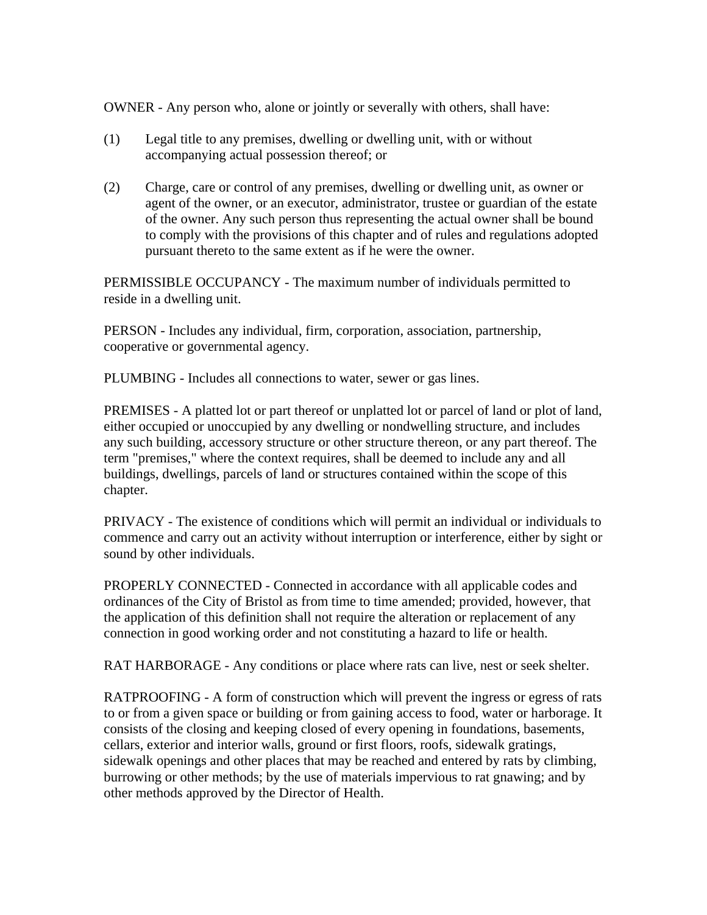OWNER - Any person who, alone or jointly or severally with others, shall have:

(1) Legal title to any premises, dwelling or dwelling unit, with or without accompanying actual possession thereof; or

(2) Charge, care or control of any premises, dwelling or dwelling unit, as owner or agent of the owner, or an executor, administrator, trustee or guardian of the estate of the owner. Any such person thus representing the actual owner shall be bound to comply with the provisions of this chapter and of rules and regulations adopted pursuant thereto to the same extent as if he were the owner.

PERMISSIBLE OCCUPANCY - The maximum number of individuals permitted to reside in a dwelling unit.

PERSON - Includes any individual, firm, corporation, association, partnership, cooperative or governmental agency.

PLUMBING - Includes all connections to water, sewer or gas lines.

PREMISES - A platted lot or part thereof or unplatted lot or parcel of land or plot of land, either occupied or unoccupied by any dwelling or nondwelling structure, and includes any such building, accessory structure or other structure thereon, or any part thereof. The term "premises," where the context requires, shall be deemed to include any and all buildings, dwellings, parcels of land or structures contained within the scope of this chapter.

PRIVACY - The existence of conditions which will permit an individual or individuals to commence and carry out an activity without interruption or interference, either by sight or sound by other individuals.

PROPERLY CONNECTED - Connected in accordance with all applicable codes and ordinances of the City of Bristol as from time to time amended; provided, however, that the application of this definition shall not require the alteration or replacement of any connection in good working order and not constituting a hazard to life or health.

RAT HARBORAGE - Any conditions or place where rats can live, nest or seek shelter.

RATPROOFING - A form of construction which will prevent the ingress or egress of rats to or from a given space or building or from gaining access to food, water or harborage. It consists of the closing and keeping closed of every opening in foundations, basements, cellars, exterior and interior walls, ground or first floors, roofs, sidewalk gratings, sidewalk openings and other places that may be reached and entered by rats by climbing, burrowing or other methods; by the use of materials impervious to rat gnawing; and by other methods approved by the Director of Health.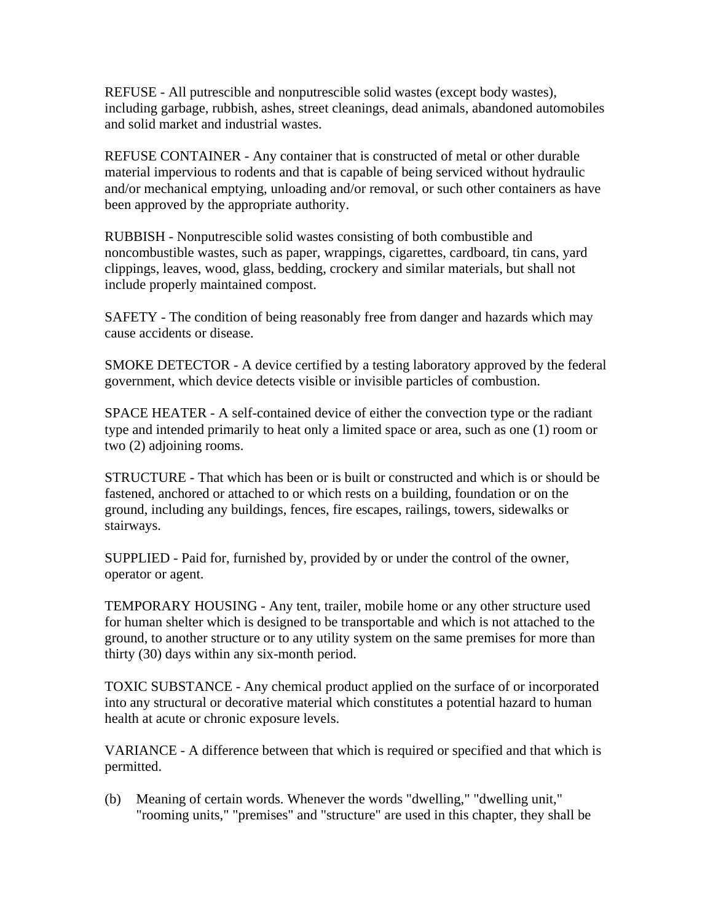REFUSE - All putrescible and nonputrescible solid wastes (except body wastes), including garbage, rubbish, ashes, street cleanings, dead animals, abandoned automobiles and solid market and industrial wastes.

REFUSE CONTAINER - Any container that is constructed of metal or other durable material impervious to rodents and that is capable of being serviced without hydraulic and/or mechanical emptying, unloading and/or removal, or such other containers as have been approved by the appropriate authority.

RUBBISH - Nonputrescible solid wastes consisting of both combustible and noncombustible wastes, such as paper, wrappings, cigarettes, cardboard, tin cans, yard clippings, leaves, wood, glass, bedding, crockery and similar materials, but shall not include properly maintained compost.

SAFETY - The condition of being reasonably free from danger and hazards which may cause accidents or disease.

SMOKE DETECTOR - A device certified by a testing laboratory approved by the federal government, which device detects visible or invisible particles of combustion.

SPACE HEATER - A self-contained device of either the convection type or the radiant type and intended primarily to heat only a limited space or area, such as one (1) room or two (2) adjoining rooms.

STRUCTURE - That which has been or is built or constructed and which is or should be fastened, anchored or attached to or which rests on a building, foundation or on the ground, including any buildings, fences, fire escapes, railings, towers, sidewalks or stairways.

SUPPLIED - Paid for, furnished by, provided by or under the control of the owner, operator or agent.

TEMPORARY HOUSING - Any tent, trailer, mobile home or any other structure used for human shelter which is designed to be transportable and which is not attached to the ground, to another structure or to any utility system on the same premises for more than thirty (30) days within any six-month period.

TOXIC SUBSTANCE - Any chemical product applied on the surface of or incorporated into any structural or decorative material which constitutes a potential hazard to human health at acute or chronic exposure levels.

VARIANCE - A difference between that which is required or specified and that which is permitted.

(b) Meaning of certain words. Whenever the words "dwelling," "dwelling unit," "rooming units," "premises" and "structure" are used in this chapter, they shall be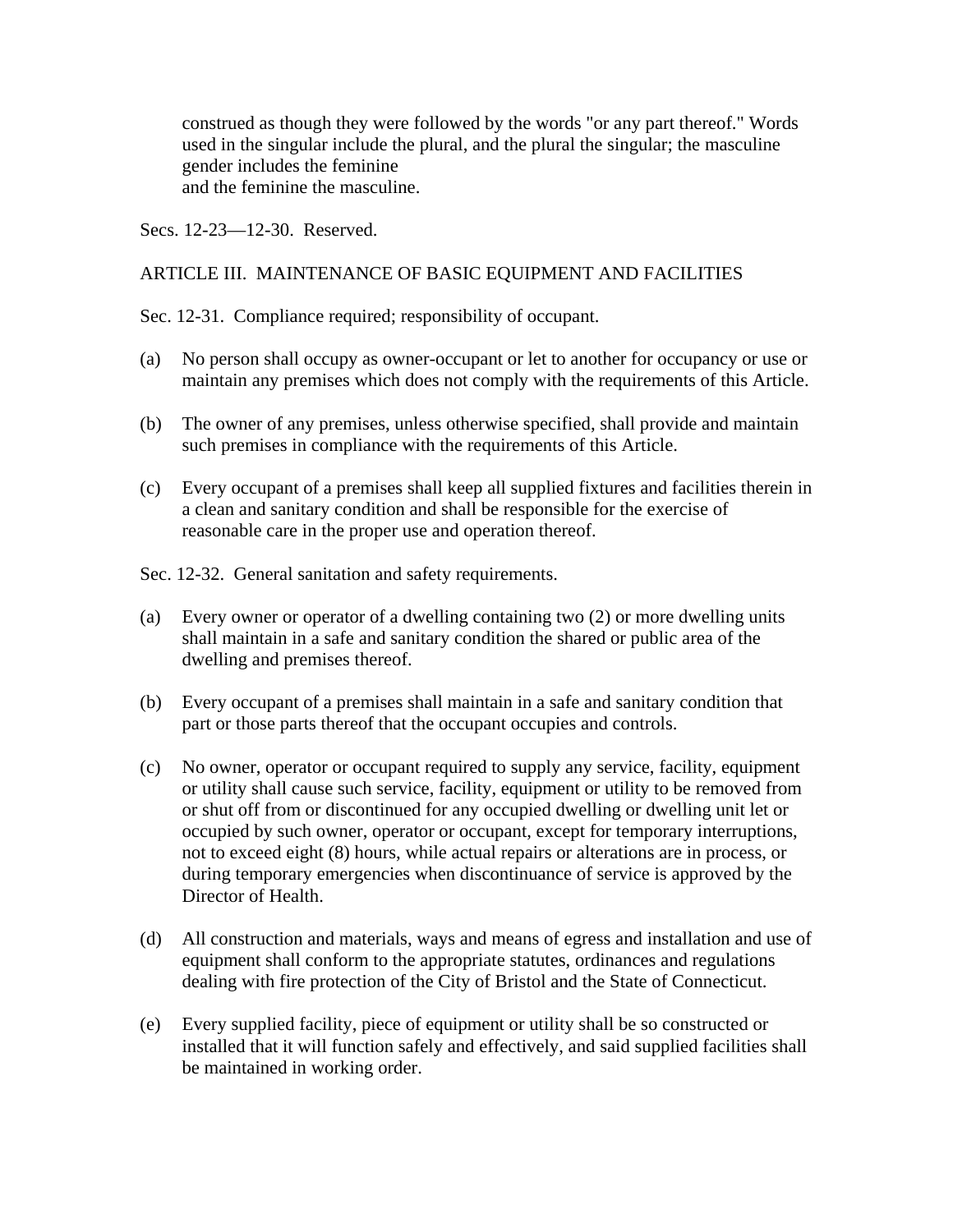construed as though they were followed by the words "or any part thereof." Words used in the singular include the plural, and the plural the singular; the masculine gender includes the feminine and the feminine the masculine.

Secs. 12-23—12-30. Reserved.

## ARTICLE III. MAINTENANCE OF BASIC EQUIPMENT AND FACILITIES

### Sec. 12-31. Compliance required; responsibility of occupant.

(a) No person shall occupy as owner-occupant or let to another for occupancy or use or maintain any premises which does not comply with the requirements of this Article.

(b) The owner of any premises, unless otherwise specified, shall provide and maintain such premises in compliance with the requirements of this Article.

(c) Every occupant of a premises shall keep all supplied fixtures and facilities therein in a clean and sanitary condition and shall be responsible for the exercise of reasonable care in the proper use and operation thereof.

### Sec. 12-32. General sanitation and safety requirements.

(a) Every owner or operator of a dwelling containing two (2) or more dwelling units shall maintain in a safe and sanitary condition the shared or public area of the dwelling and premises thereof.

(b) Every occupant of a premises shall maintain in a safe and sanitary condition that part or those parts thereof that the occupant occupies and controls.

(c) No owner, operator or occupant required to supply any service, facility, equipment or utility shall cause such service, facility, equipment or utility to be removed from or shut off from or discontinued for any occupied dwelling or dwelling unit let or occupied by such owner, operator or occupant, except for temporary interruptions, not to exceed eight (8) hours, while actual repairs or alterations are in process, or during temporary emergencies when discontinuance of service is approved by the Director of Health.

(d) All construction and materials, ways and means of egress and installation and use of equipment shall conform to the appropriate statutes, ordinances and regulations dealing with fire protection of the City of Bristol and the State of Connecticut.

(e) Every supplied facility, piece of equipment or utility shall be so constructed or installed that it will function safely and effectively, and said supplied facilities shall be maintained in working order.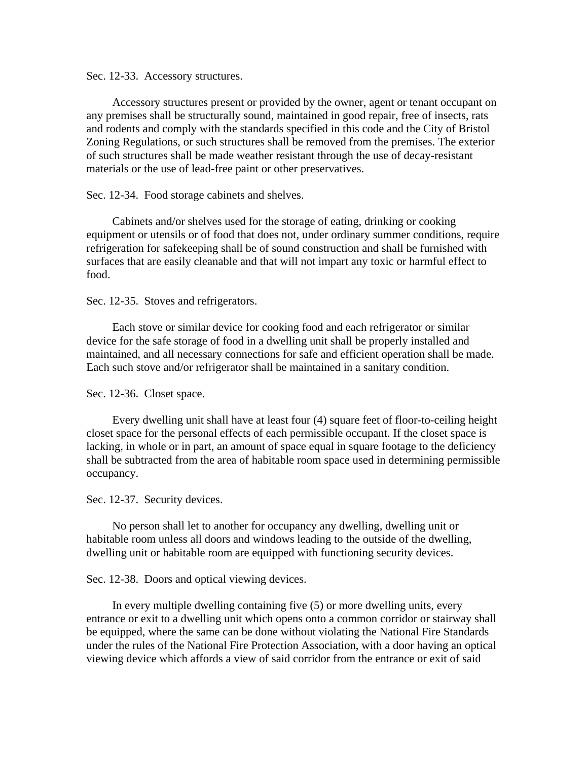Sec. 12-33. Accessory structures.

Accessory structures present or provided by the owner, agent or tenant occupant on any premises shall be structurally sound, maintained in good repair, free of insects, rats and rodents and comply with the standards specified in this code and the City of Bristol Zoning Regulations, or such structures shall be removed from the premises. The exterior of such structures shall be made weather resistant through the use of decay-resistant materials or the use of lead-free paint or other preservatives.

Sec. 12-34. Food storage cabinets and shelves.

Cabinets and/or shelves used for the storage of eating, drinking or cooking equipment or utensils or of food that does not, under ordinary summer conditions, require refrigeration for safekeeping shall be of sound construction and shall be furnished with surfaces that are easily cleanable and that will not impart any toxic or harmful effect to food.

Sec. 12-35. Stoves and refrigerators.

Each stove or similar device for cooking food and each refrigerator or similar device for the safe storage of food in a dwelling unit shall be properly installed and maintained, and all necessary connections for safe and efficient operation shall be made. Each such stove and/or refrigerator shall be maintained in a sanitary condition.

Sec. 12-36. Closet space.

Every dwelling unit shall have at least four (4) square feet of floor-to-ceiling height closet space for the personal effects of each permissible occupant. If the closet space is lacking, in whole or in part, an amount of space equal in square footage to the deficiency shall be subtracted from the area of habitable room space used in determining permissible occupancy.

Sec. 12-37. Security devices.

No person shall let to another for occupancy any dwelling, dwelling unit or habitable room unless all doors and windows leading to the outside of the dwelling, dwelling unit or habitable room are equipped with functioning security devices.

Sec. 12-38. Doors and optical viewing devices.

In every multiple dwelling containing five (5) or more dwelling units, every entrance or exit to a dwelling unit which opens onto a common corridor or stairway shall be equipped, where the same can be done without violating the National Fire Standards under the rules of the National Fire Protection Association, with a door having an optical viewing device which affords a view of said corridor from the entrance or exit of said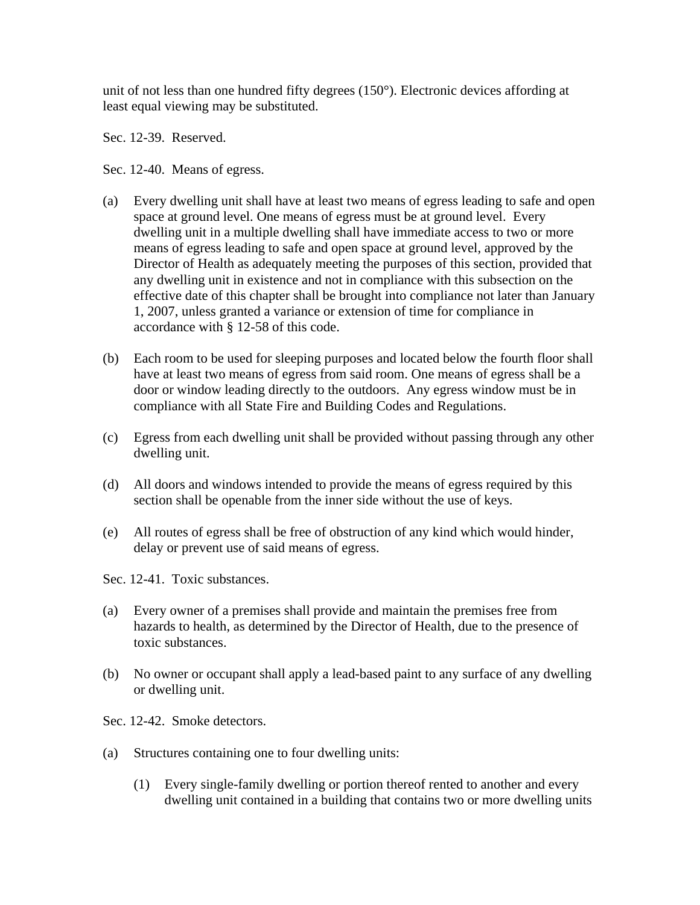unit of not less than one hundred fifty degrees (150°). Electronic devices affording at least equal viewing may be substituted.

Sec. 12-39. Reserved.

Sec. 12-40. Means of egress.

(a) Every dwelling unit shall have at least two means of egress leading to safe and open space at ground level. One means of egress must be at ground level. Every dwelling unit in a multiple dwelling shall have immediate access to two or more means of egress leading to safe and open space at ground level, approved by the Director of Health as adequately meeting the purposes of this section, provided that any dwelling unit in existence and not in compliance with this subsection on the effective date of this chapter shall be brought into compliance not later than January 1, 2007, unless granted a variance or extension of time for compliance in accordance with § 12-58 of this code.

(b) Each room to be used for sleeping purposes and located below the fourth floor shall have at least two means of egress from said room. One means of egress shall be a door or window leading directly to the outdoors. Any egress window must be in compliance with all State Fire and Building Codes and Regulations.

(c) Egress from each dwelling unit shall be provided without passing through any other dwelling unit.

(d) All doors and windows intended to provide the means of egress required by this section shall be openable from the inner side without the use of keys.

(e) All routes of egress shall be free of obstruction of any kind which would hinder, delay or prevent use of said means of egress.

Sec. 12-41. Toxic substances.

(a) Every owner of a premises shall provide and maintain the premises free from hazards to health, as determined by the Director of Health, due to the presence of toxic substances.

(b) No owner or occupant shall apply a lead-based paint to any surface of any dwelling or dwelling unit.

Sec. 12-42. Smoke detectors.

(a) Structures containing one to four dwelling units:

   (1) Every single-family dwelling or portion thereof rented to another and every dwelling unit contained in a building that contains two or more dwelling units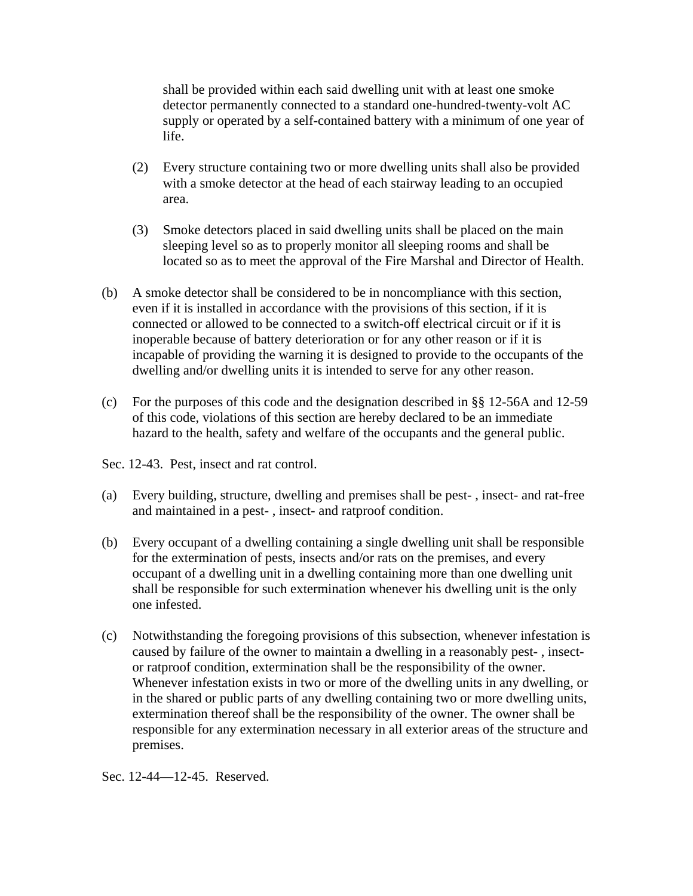shall be provided within each said dwelling unit with at least one smoke detector permanently connected to a standard one-hundred-twenty-volt AC supply or operated by a self-contained battery with a minimum of one year of life.

(2) Every structure containing two or more dwelling units shall also be provided with a smoke detector at the head of each stairway leading to an occupied area.

(3) Smoke detectors placed in said dwelling units shall be placed on the main sleeping level so as to properly monitor all sleeping rooms and shall be located so as to meet the approval of the Fire Marshal and Director of Health.

(b) A smoke detector shall be considered to be in noncompliance with this section, even if it is installed in accordance with the provisions of this section, if it is connected or allowed to be connected to a switch-off electrical circuit or if it is inoperable because of battery deterioration or for any other reason or if it is incapable of providing the warning it is designed to provide to the occupants of the dwelling and/or dwelling units it is intended to serve for any other reason.

(c) For the purposes of this code and the designation described in §§ 12-56A and 12-59 of this code, violations of this section are hereby declared to be an immediate hazard to the health, safety and welfare of the occupants and the general public.

Sec. 12-43. Pest, insect and rat control.

(a) Every building, structure, dwelling and premises shall be pest- , insect- and rat-free and maintained in a pest- , insect- and ratproof condition.

(b) Every occupant of a dwelling containing a single dwelling unit shall be responsible for the extermination of pests, insects and/or rats on the premises, and every occupant of a dwelling unit in a dwelling containing more than one dwelling unit shall be responsible for such extermination whenever his dwelling unit is the only one infested.

(c) Notwithstanding the foregoing provisions of this subsection, whenever infestation is caused by failure of the owner to maintain a dwelling in a reasonably pest- , insect- or ratproof condition, extermination shall be the responsibility of the owner. Whenever infestation exists in two or more of the dwelling units in any dwelling, or in the shared or public parts of any dwelling containing two or more dwelling units, extermination thereof shall be the responsibility of the owner. The owner shall be responsible for any extermination necessary in all exterior areas of the structure and premises.

Sec. 12-44—12-45. Reserved.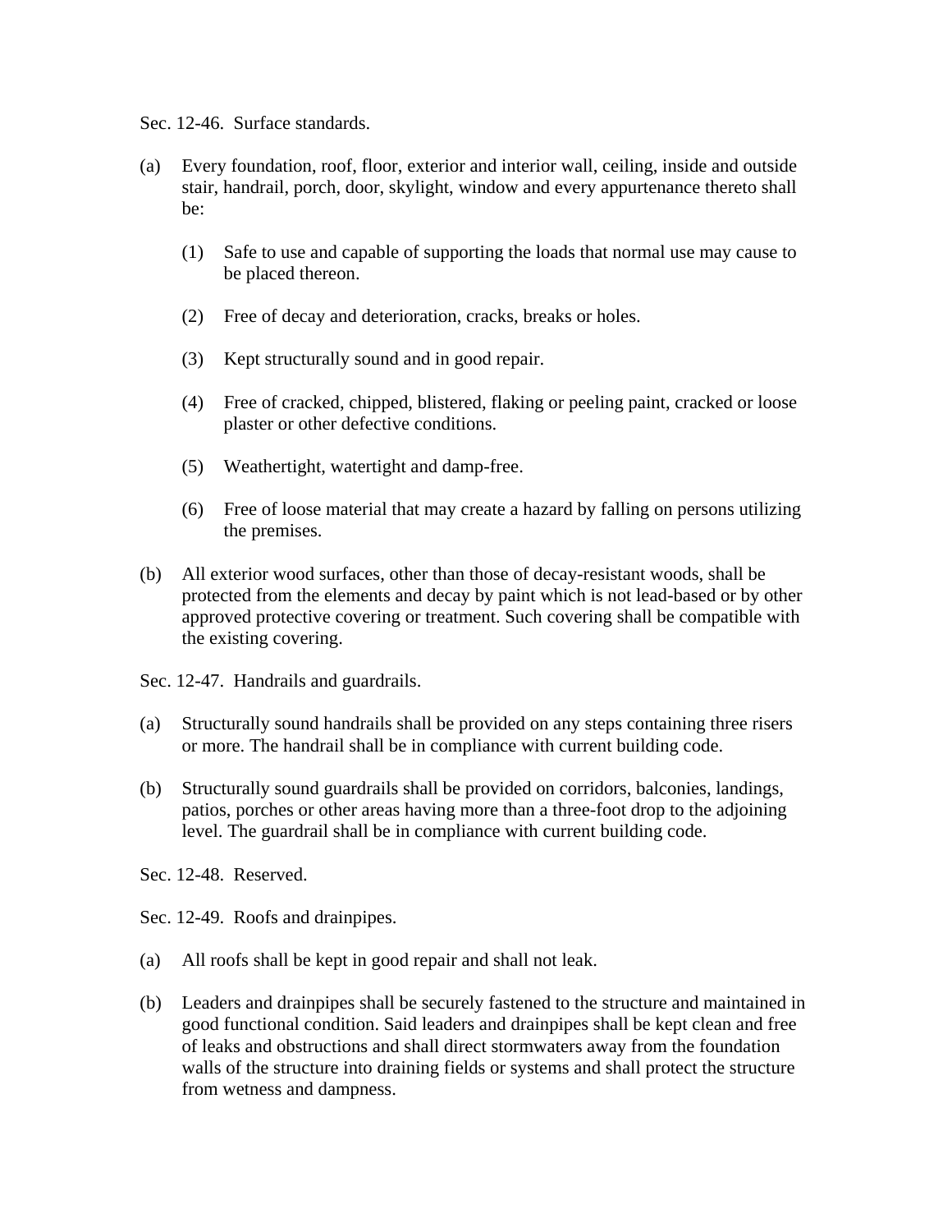Sec. 12-46. Surface standards.

(a) Every foundation, roof, floor, exterior and interior wall, ceiling, inside and outside stair, handrail, porch, door, skylight, window and every appurtenance thereto shall be:

   (1) Safe to use and capable of supporting the loads that normal use may cause to be placed thereon.

   (2) Free of decay and deterioration, cracks, breaks or holes.

   (3) Kept structurally sound and in good repair.

   (4) Free of cracked, chipped, blistered, flaking or peeling paint, cracked or loose plaster or other defective conditions.

   (5) Weathertight, watertight and damp-free.

   (6) Free of loose material that may create a hazard by falling on persons utilizing the premises.

(b) All exterior wood surfaces, other than those of decay-resistant woods, shall be protected from the elements and decay by paint which is not lead-based or by other approved protective covering or treatment. Such covering shall be compatible with the existing covering.

Sec. 12-47. Handrails and guardrails.

(a) Structurally sound handrails shall be provided on any steps containing three risers or more. The handrail shall be in compliance with current building code.

(b) Structurally sound guardrails shall be provided on corridors, balconies, landings, patios, porches or other areas having more than a three-foot drop to the adjoining level. The guardrail shall be in compliance with current building code.

Sec. 12-48. Reserved.

Sec. 12-49. Roofs and drainpipes.

(a) All roofs shall be kept in good repair and shall not leak.

(b) Leaders and drainpipes shall be securely fastened to the structure and maintained in good functional condition. Said leaders and drainpipes shall be kept clean and free of leaks and obstructions and shall direct stormwaters away from the foundation walls of the structure into draining fields or systems and shall protect the structure from wetness and dampness.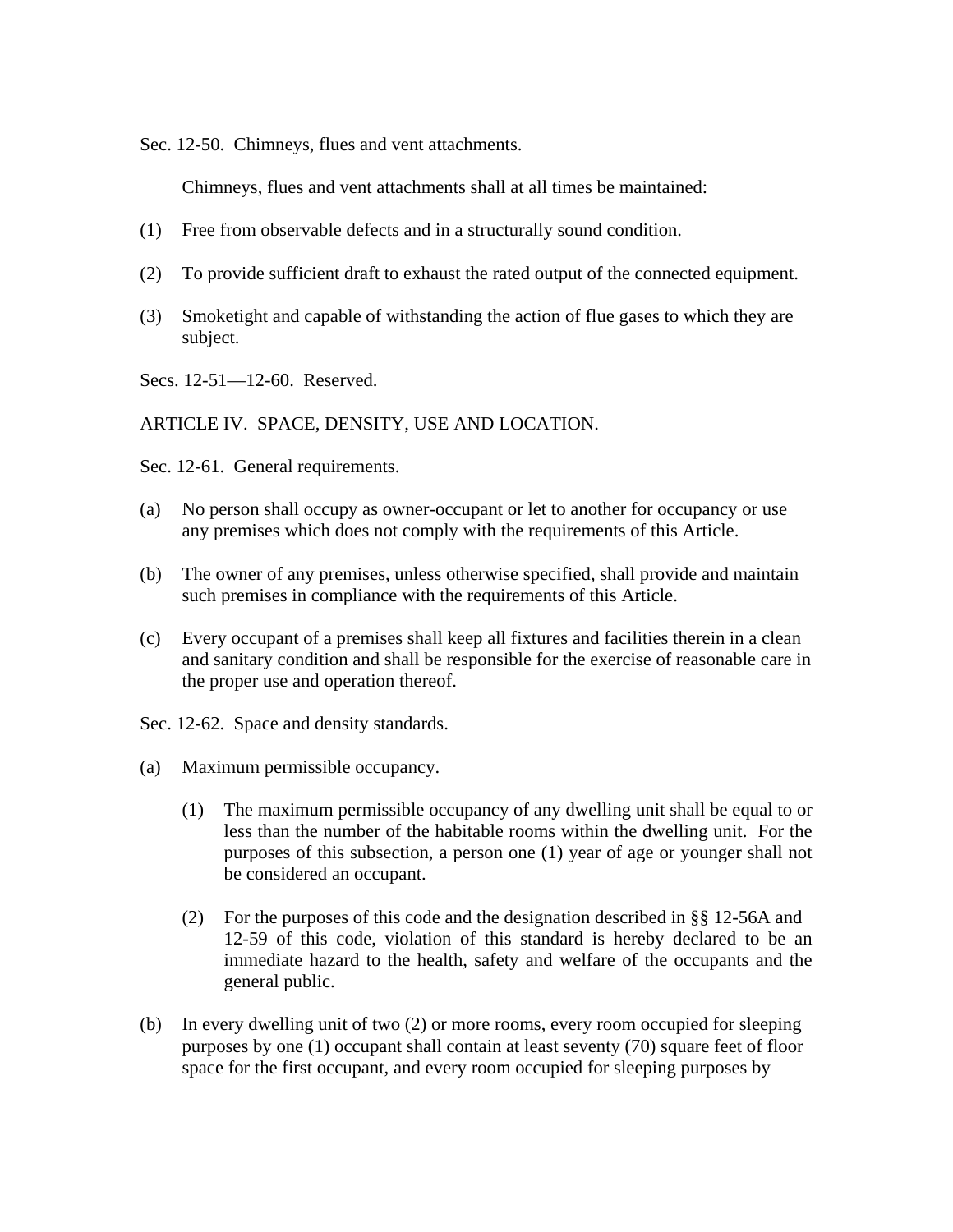Sec. 12-50. Chimneys, flues and vent attachments.

Chimneys, flues and vent attachments shall at all times be maintained:

(1) Free from observable defects and in a structurally sound condition.

(2) To provide sufficient draft to exhaust the rated output of the connected equipment.

(3) Smoketight and capable of withstanding the action of flue gases to which they are subject.

Secs. 12-51—12-60. Reserved.

ARTICLE IV. SPACE, DENSITY, USE AND LOCATION.

Sec. 12-61. General requirements.

(a) No person shall occupy as owner-occupant or let to another for occupancy or use any premises which does not comply with the requirements of this Article.

(b) The owner of any premises, unless otherwise specified, shall provide and maintain such premises in compliance with the requirements of this Article.

(c) Every occupant of a premises shall keep all fixtures and facilities therein in a clean and sanitary condition and shall be responsible for the exercise of reasonable care in the proper use and operation thereof.

Sec. 12-62. Space and density standards.

(a) Maximum permissible occupancy.

(1) The maximum permissible occupancy of any dwelling unit shall be equal to or less than the number of the habitable rooms within the dwelling unit. For the purposes of this subsection, a person one (1) year of age or younger shall not be considered an occupant.

(2) For the purposes of this code and the designation described in §§ 12-56A and 12-59 of this code, violation of this standard is hereby declared to be an immediate hazard to the health, safety and welfare of the occupants and the general public.

(b) In every dwelling unit of two (2) or more rooms, every room occupied for sleeping purposes by one (1) occupant shall contain at least seventy (70) square feet of floor space for the first occupant, and every room occupied for sleeping purposes by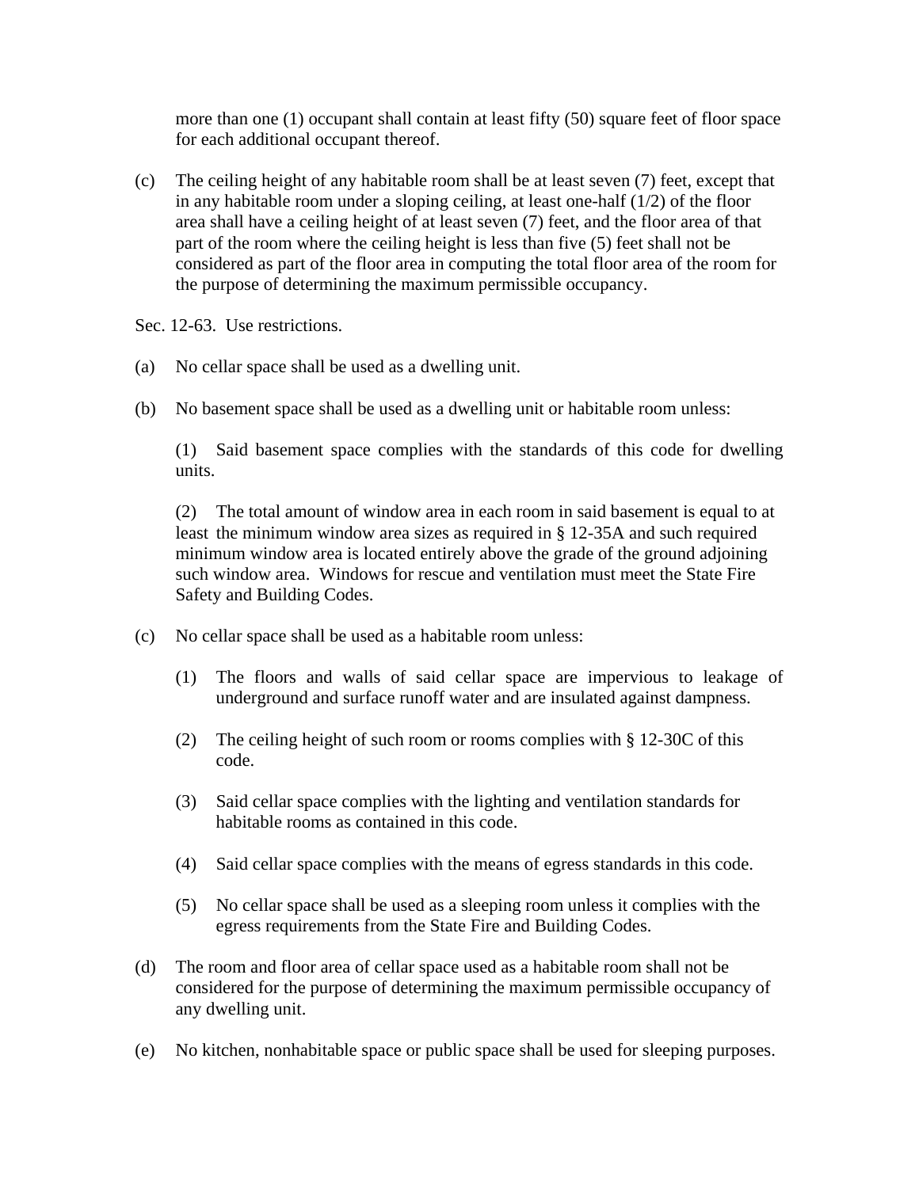more than one (1) occupant shall contain at least fifty (50) square feet of floor space for each additional occupant thereof.

(c) The ceiling height of any habitable room shall be at least seven (7) feet, except that in any habitable room under a sloping ceiling, at least one-half (1/2) of the floor area shall have a ceiling height of at least seven (7) feet, and the floor area of that part of the room where the ceiling height is less than five (5) feet shall not be considered as part of the floor area in computing the total floor area of the room for the purpose of determining the maximum permissible occupancy.

Sec. 12-63. Use restrictions.

(a) No cellar space shall be used as a dwelling unit.

(b) No basement space shall be used as a dwelling unit or habitable room unless:

(1) Said basement space complies with the standards of this code for dwelling units.

(2) The total amount of window area in each room in said basement is equal to at least the minimum window area sizes as required in § 12-35A and such required minimum window area is located entirely above the grade of the ground adjoining such window area. Windows for rescue and ventilation must meet the State Fire Safety and Building Codes.

(c) No cellar space shall be used as a habitable room unless:

(1) The floors and walls of said cellar space are impervious to leakage of underground and surface runoff water and are insulated against dampness.

(2) The ceiling height of such room or rooms complies with § 12-30C of this code.

(3) Said cellar space complies with the lighting and ventilation standards for habitable rooms as contained in this code.

(4) Said cellar space complies with the means of egress standards in this code.

(5) No cellar space shall be used as a sleeping room unless it complies with the egress requirements from the State Fire and Building Codes.

(d) The room and floor area of cellar space used as a habitable room shall not be considered for the purpose of determining the maximum permissible occupancy of any dwelling unit.

(e) No kitchen, nonhabitable space or public space shall be used for sleeping purposes.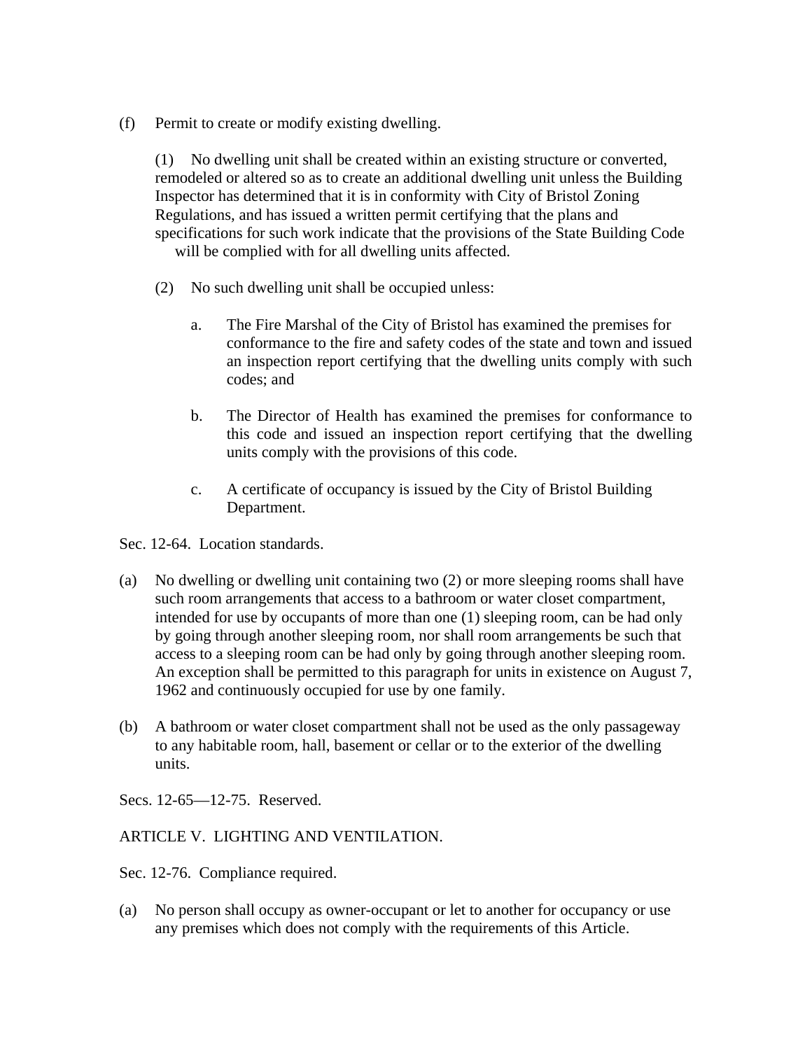(f) Permit to create or modify existing dwelling.

(1) No dwelling unit shall be created within an existing structure or converted, remodeled or altered so as to create an additional dwelling unit unless the Building Inspector has determined that it is in conformity with City of Bristol Zoning Regulations, and has issued a written permit certifying that the plans and specifications for such work indicate that the provisions of the State Building Code will be complied with for all dwelling units affected.

(2) No such dwelling unit shall be occupied unless:

a. The Fire Marshal of the City of Bristol has examined the premises for conformance to the fire and safety codes of the state and town and issued an inspection report certifying that the dwelling units comply with such codes; and

b. The Director of Health has examined the premises for conformance to this code and issued an inspection report certifying that the dwelling units comply with the provisions of this code.

c. A certificate of occupancy is issued by the City of Bristol Building Department.

Sec. 12-64. Location standards.

(a) No dwelling or dwelling unit containing two (2) or more sleeping rooms shall have such room arrangements that access to a bathroom or water closet compartment, intended for use by occupants of more than one (1) sleeping room, can be had only by going through another sleeping room, nor shall room arrangements be such that access to a sleeping room can be had only by going through another sleeping room. An exception shall be permitted to this paragraph for units in existence on August 7, 1962 and continuously occupied for use by one family.

(b) A bathroom or water closet compartment shall not be used as the only passageway to any habitable room, hall, basement or cellar or to the exterior of the dwelling units.

Secs. 12-65—12-75. Reserved.

ARTICLE V. LIGHTING AND VENTILATION.

Sec. 12-76. Compliance required.

(a) No person shall occupy as owner-occupant or let to another for occupancy or use any premises which does not comply with the requirements of this Article.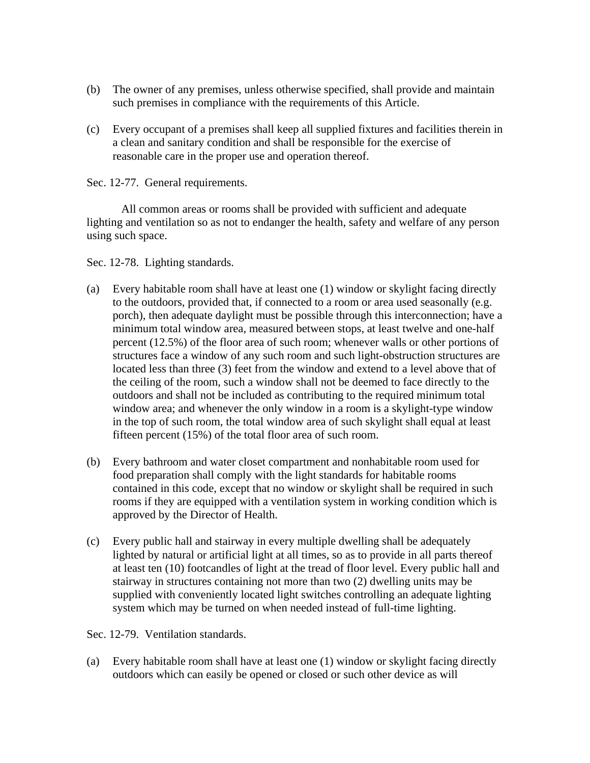(b) The owner of any premises, unless otherwise specified, shall provide and maintain such premises in compliance with the requirements of this Article.

(c) Every occupant of a premises shall keep all supplied fixtures and facilities therein in a clean and sanitary condition and shall be responsible for the exercise of reasonable care in the proper use and operation thereof.

Sec. 12-77. General requirements.

All common areas or rooms shall be provided with sufficient and adequate lighting and ventilation so as not to endanger the health, safety and welfare of any person using such space.

Sec. 12-78. Lighting standards.

(a) Every habitable room shall have at least one (1) window or skylight facing directly to the outdoors, provided that, if connected to a room or area used seasonally (e.g. porch), then adequate daylight must be possible through this interconnection; have a minimum total window area, measured between stops, at least twelve and one-half percent (12.5%) of the floor area of such room; whenever walls or other portions of structures face a window of any such room and such light-obstruction structures are located less than three (3) feet from the window and extend to a level above that of the ceiling of the room, such a window shall not be deemed to face directly to the outdoors and shall not be included as contributing to the required minimum total window area; and whenever the only window in a room is a skylight-type window in the top of such room, the total window area of such skylight shall equal at least fifteen percent (15%) of the total floor area of such room.

(b) Every bathroom and water closet compartment and nonhabitable room used for food preparation shall comply with the light standards for habitable rooms contained in this code, except that no window or skylight shall be required in such rooms if they are equipped with a ventilation system in working condition which is approved by the Director of Health.

(c) Every public hall and stairway in every multiple dwelling shall be adequately lighted by natural or artificial light at all times, so as to provide in all parts thereof at least ten (10) footcandles of light at the tread of floor level. Every public hall and stairway in structures containing not more than two (2) dwelling units may be supplied with conveniently located light switches controlling an adequate lighting system which may be turned on when needed instead of full-time lighting.

Sec. 12-79. Ventilation standards.

(a) Every habitable room shall have at least one (1) window or skylight facing directly outdoors which can easily be opened or closed or such other device as will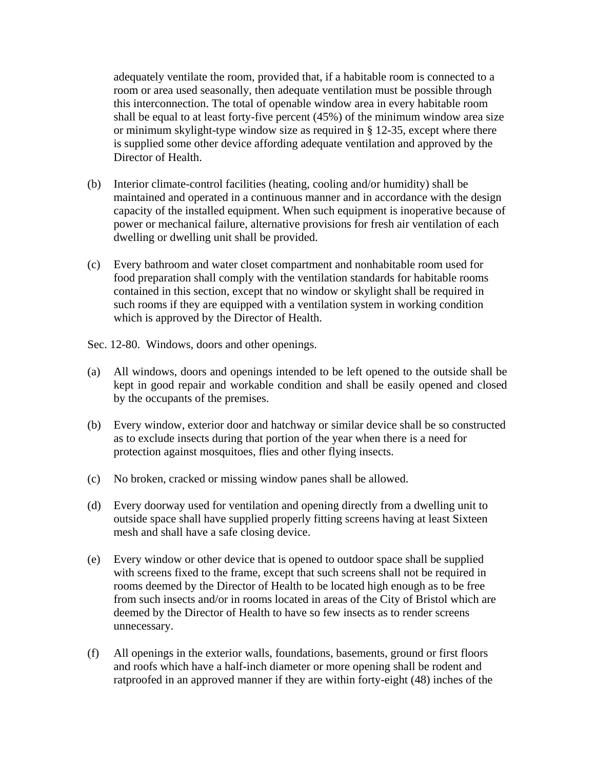adequately ventilate the room, provided that, if a habitable room is connected to a room or area used seasonally, then adequate ventilation must be possible through this interconnection. The total of openable window area in every habitable room shall be equal to at least forty-five percent (45%) of the minimum window area size or minimum skylight-type window size as required in § 12-35, except where there is supplied some other device affording adequate ventilation and approved by the Director of Health.

(b) Interior climate-control facilities (heating, cooling and/or humidity) shall be maintained and operated in a continuous manner and in accordance with the design capacity of the installed equipment. When such equipment is inoperative because of power or mechanical failure, alternative provisions for fresh air ventilation of each dwelling or dwelling unit shall be provided.

(c) Every bathroom and water closet compartment and nonhabitable room used for food preparation shall comply with the ventilation standards for habitable rooms contained in this section, except that no window or skylight shall be required in such rooms if they are equipped with a ventilation system in working condition which is approved by the Director of Health.

Sec. 12-80. Windows, doors and other openings.

(a) All windows, doors and openings intended to be left opened to the outside shall be kept in good repair and workable condition and shall be easily opened and closed by the occupants of the premises.

(b) Every window, exterior door and hatchway or similar device shall be so constructed as to exclude insects during that portion of the year when there is a need for protection against mosquitoes, flies and other flying insects.

(c) No broken, cracked or missing window panes shall be allowed.

(d) Every doorway used for ventilation and opening directly from a dwelling unit to outside space shall have supplied properly fitting screens having at least Sixteen mesh and shall have a safe closing device.

(e) Every window or other device that is opened to outdoor space shall be supplied with screens fixed to the frame, except that such screens shall not be required in rooms deemed by the Director of Health to be located high enough as to be free from such insects and/or in rooms located in areas of the City of Bristol which are deemed by the Director of Health to have so few insects as to render screens unnecessary.

(f) All openings in the exterior walls, foundations, basements, ground or first floors and roofs which have a half-inch diameter or more opening shall be rodent and ratproofed in an approved manner if they are within forty-eight (48) inches of the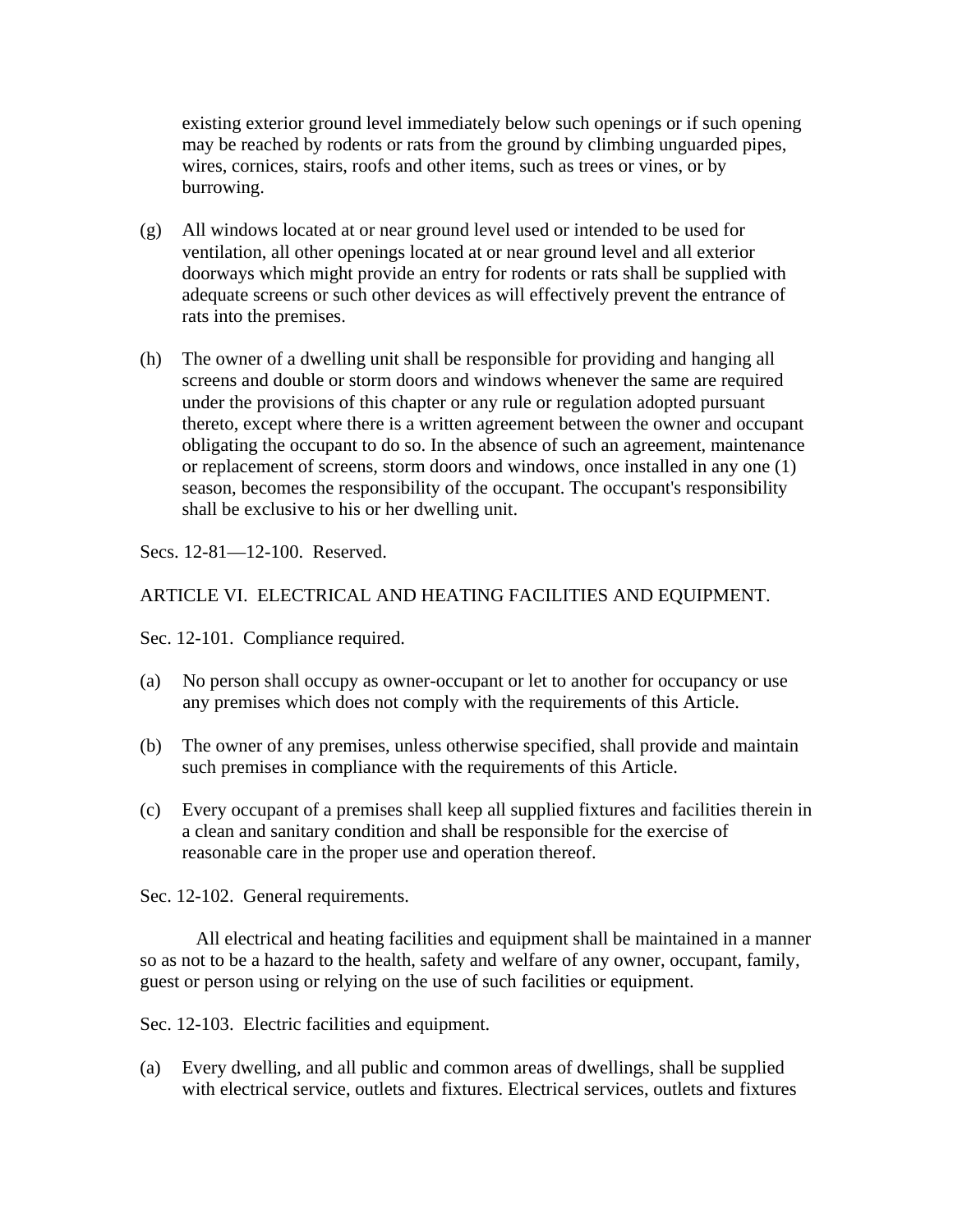existing exterior ground level immediately below such openings or if such opening may be reached by rodents or rats from the ground by climbing unguarded pipes, wires, cornices, stairs, roofs and other items, such as trees or vines, or by burrowing.

(g) All windows located at or near ground level used or intended to be used for ventilation, all other openings located at or near ground level and all exterior doorways which might provide an entry for rodents or rats shall be supplied with adequate screens or such other devices as will effectively prevent the entrance of rats into the premises.

(h) The owner of a dwelling unit shall be responsible for providing and hanging all screens and double or storm doors and windows whenever the same are required under the provisions of this chapter or any rule or regulation adopted pursuant thereto, except where there is a written agreement between the owner and occupant obligating the occupant to do so. In the absence of such an agreement, maintenance or replacement of screens, storm doors and windows, once installed in any one (1) season, becomes the responsibility of the occupant. The occupant's responsibility shall be exclusive to his or her dwelling unit.

Secs. 12-81—12-100. Reserved.

ARTICLE VI. ELECTRICAL AND HEATING FACILITIES AND EQUIPMENT.

Sec. 12-101. Compliance required.

(a) No person shall occupy as owner-occupant or let to another for occupancy or use any premises which does not comply with the requirements of this Article.

(b) The owner of any premises, unless otherwise specified, shall provide and maintain such premises in compliance with the requirements of this Article.

(c) Every occupant of a premises shall keep all supplied fixtures and facilities therein in a clean and sanitary condition and shall be responsible for the exercise of reasonable care in the proper use and operation thereof.

Sec. 12-102. General requirements.

All electrical and heating facilities and equipment shall be maintained in a manner so as not to be a hazard to the health, safety and welfare of any owner, occupant, family, guest or person using or relying on the use of such facilities or equipment.

Sec. 12-103. Electric facilities and equipment.

(a) Every dwelling, and all public and common areas of dwellings, shall be supplied with electrical service, outlets and fixtures. Electrical services, outlets and fixtures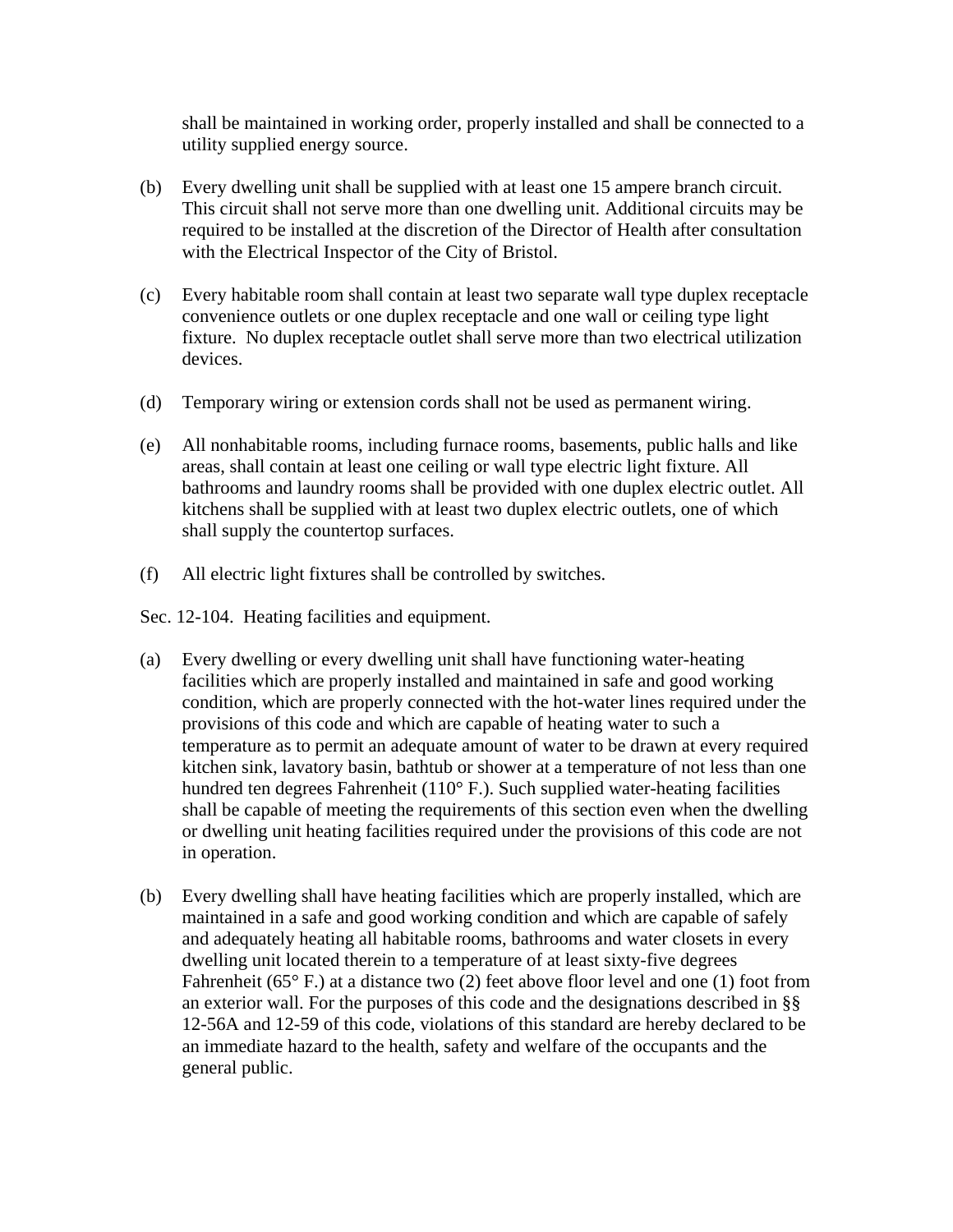shall be maintained in working order, properly installed and shall be connected to a utility supplied energy source.

(b) Every dwelling unit shall be supplied with at least one 15 ampere branch circuit. This circuit shall not serve more than one dwelling unit. Additional circuits may be required to be installed at the discretion of the Director of Health after consultation with the Electrical Inspector of the City of Bristol.

(c) Every habitable room shall contain at least two separate wall type duplex receptacle convenience outlets or one duplex receptacle and one wall or ceiling type light fixture. No duplex receptacle outlet shall serve more than two electrical utilization devices.

(d) Temporary wiring or extension cords shall not be used as permanent wiring.

(e) All nonhabitable rooms, including furnace rooms, basements, public halls and like areas, shall contain at least one ceiling or wall type electric light fixture. All bathrooms and laundry rooms shall be provided with one duplex electric outlet. All kitchens shall be supplied with at least two duplex electric outlets, one of which shall supply the countertop surfaces.

(f) All electric light fixtures shall be controlled by switches.

Sec. 12-104. Heating facilities and equipment.

(a) Every dwelling or every dwelling unit shall have functioning water-heating facilities which are properly installed and maintained in safe and good working condition, which are properly connected with the hot-water lines required under the provisions of this code and which are capable of heating water to such a temperature as to permit an adequate amount of water to be drawn at every required kitchen sink, lavatory basin, bathtub or shower at a temperature of not less than one hundred ten degrees Fahrenheit (110° F.). Such supplied water-heating facilities shall be capable of meeting the requirements of this section even when the dwelling or dwelling unit heating facilities required under the provisions of this code are not in operation.

(b) Every dwelling shall have heating facilities which are properly installed, which are maintained in a safe and good working condition and which are capable of safely and adequately heating all habitable rooms, bathrooms and water closets in every dwelling unit located therein to a temperature of at least sixty-five degrees Fahrenheit (65° F.) at a distance two (2) feet above floor level and one (1) foot from an exterior wall. For the purposes of this code and the designations described in §§ 12-56A and 12-59 of this code, violations of this standard are hereby declared to be an immediate hazard to the health, safety and welfare of the occupants and the general public.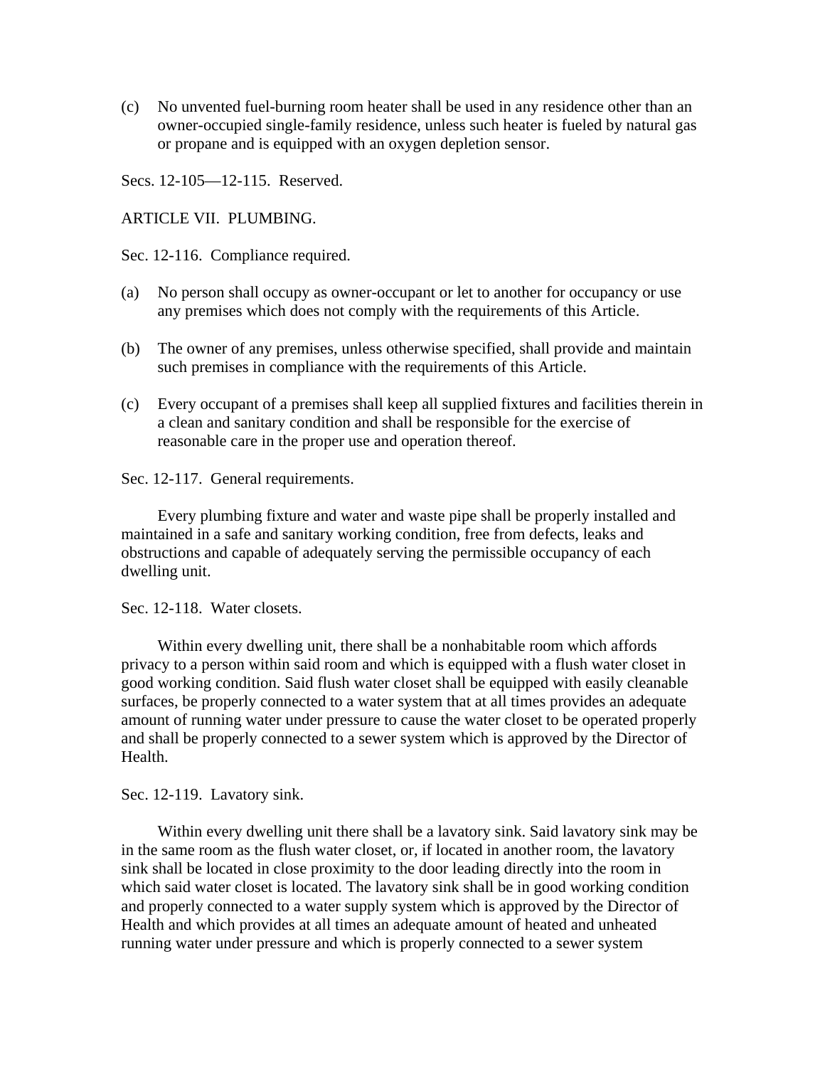(c) No unvented fuel-burning room heater shall be used in any residence other than an owner-occupied single-family residence, unless such heater is fueled by natural gas or propane and is equipped with an oxygen depletion sensor.

Secs. 12-105—12-115. Reserved.

## ARTICLE VII. PLUMBING.

### Sec. 12-116. Compliance required.

(a) No person shall occupy as owner-occupant or let to another for occupancy or use any premises which does not comply with the requirements of this Article.

(b) The owner of any premises, unless otherwise specified, shall provide and maintain such premises in compliance with the requirements of this Article.

(c) Every occupant of a premises shall keep all supplied fixtures and facilities therein in a clean and sanitary condition and shall be responsible for the exercise of reasonable care in the proper use and operation thereof.

### Sec. 12-117. General requirements.

Every plumbing fixture and water and waste pipe shall be properly installed and maintained in a safe and sanitary working condition, free from defects, leaks and obstructions and capable of adequately serving the permissible occupancy of each dwelling unit.

### Sec. 12-118. Water closets.

Within every dwelling unit, there shall be a nonhabitable room which affords privacy to a person within said room and which is equipped with a flush water closet in good working condition. Said flush water closet shall be equipped with easily cleanable surfaces, be properly connected to a water system that at all times provides an adequate amount of running water under pressure to cause the water closet to be operated properly and shall be properly connected to a sewer system which is approved by the Director of Health.

### Sec. 12-119. Lavatory sink.

Within every dwelling unit there shall be a lavatory sink. Said lavatory sink may be in the same room as the flush water closet, or, if located in another room, the lavatory sink shall be located in close proximity to the door leading directly into the room in which said water closet is located. The lavatory sink shall be in good working condition and properly connected to a water supply system which is approved by the Director of Health and which provides at all times an adequate amount of heated and unheated running water under pressure and which is properly connected to a sewer system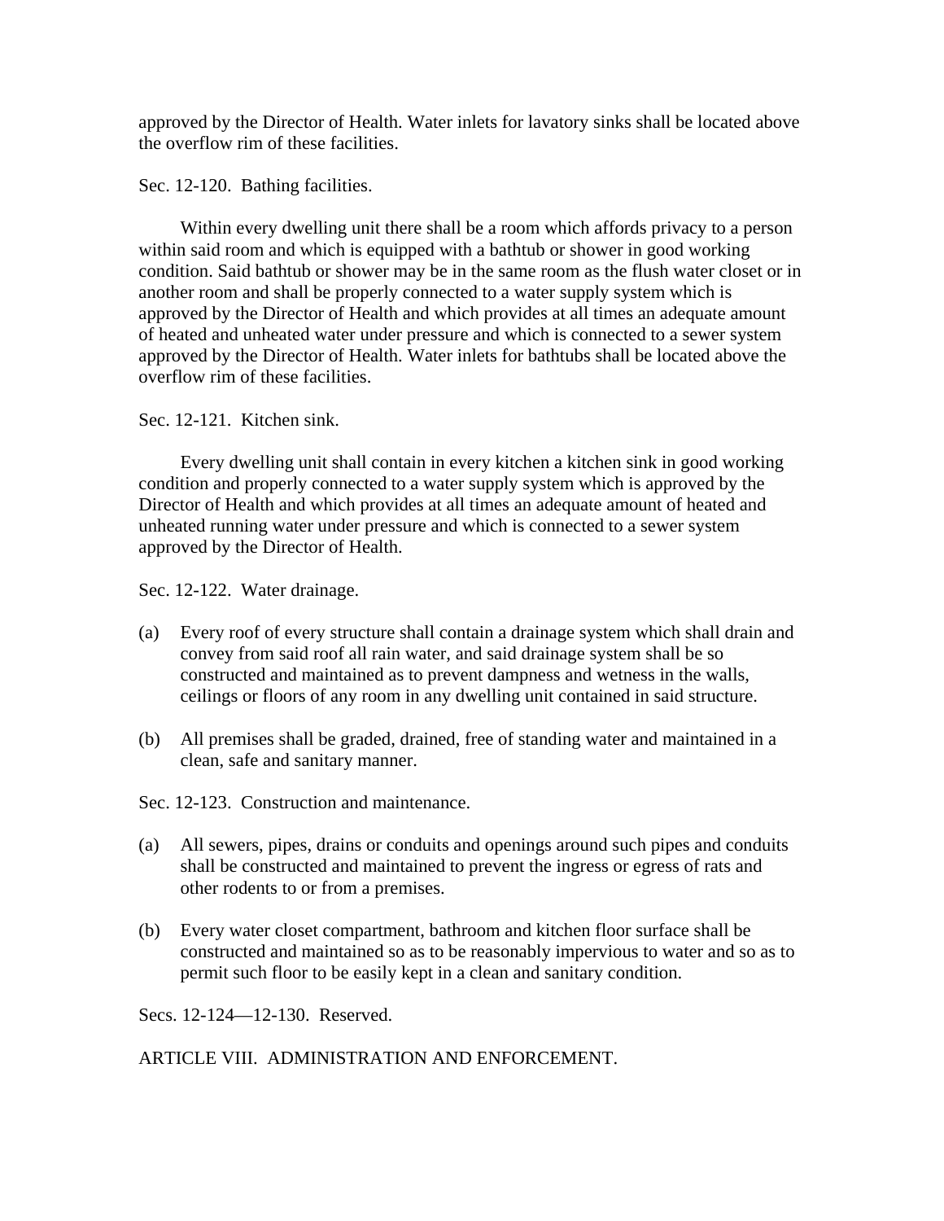approved by the Director of Health. Water inlets for lavatory sinks shall be located above the overflow rim of these facilities.

Sec. 12-120. Bathing facilities.

Within every dwelling unit there shall be a room which affords privacy to a person within said room and which is equipped with a bathtub or shower in good working condition. Said bathtub or shower may be in the same room as the flush water closet or in another room and shall be properly connected to a water supply system which is approved by the Director of Health and which provides at all times an adequate amount of heated and unheated water under pressure and which is connected to a sewer system approved by the Director of Health. Water inlets for bathtubs shall be located above the overflow rim of these facilities.

Sec. 12-121. Kitchen sink.

Every dwelling unit shall contain in every kitchen a kitchen sink in good working condition and properly connected to a water supply system which is approved by the Director of Health and which provides at all times an adequate amount of heated and unheated running water under pressure and which is connected to a sewer system approved by the Director of Health.

Sec. 12-122. Water drainage.

(a) Every roof of every structure shall contain a drainage system which shall drain and convey from said roof all rain water, and said drainage system shall be so constructed and maintained as to prevent dampness and wetness in the walls, ceilings or floors of any room in any dwelling unit contained in said structure.

(b) All premises shall be graded, drained, free of standing water and maintained in a clean, safe and sanitary manner.

Sec. 12-123. Construction and maintenance.

(a) All sewers, pipes, drains or conduits and openings around such pipes and conduits shall be constructed and maintained to prevent the ingress or egress of rats and other rodents to or from a premises.

(b) Every water closet compartment, bathroom and kitchen floor surface shall be constructed and maintained so as to be reasonably impervious to water and so as to permit such floor to be easily kept in a clean and sanitary condition.

Secs. 12-124—12-130. Reserved.

ARTICLE VIII. ADMINISTRATION AND ENFORCEMENT.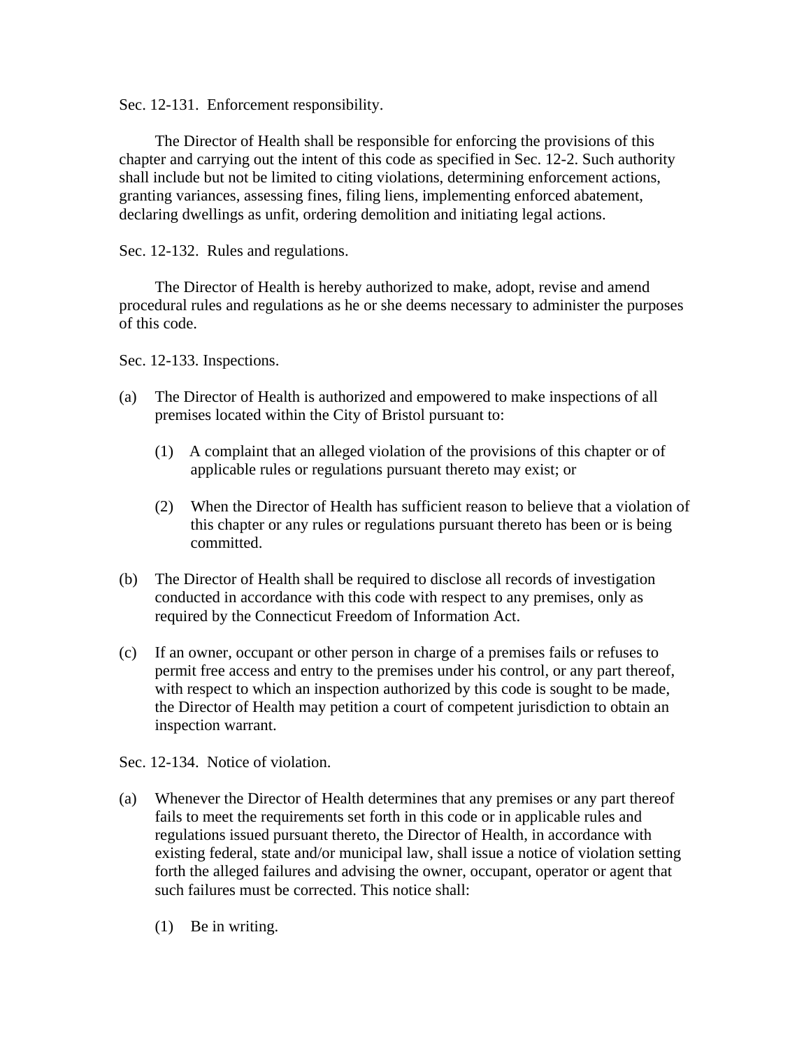Sec. 12-131. Enforcement responsibility.

The Director of Health shall be responsible for enforcing the provisions of this chapter and carrying out the intent of this code as specified in Sec. 12-2. Such authority shall include but not be limited to citing violations, determining enforcement actions, granting variances, assessing fines, filing liens, implementing enforced abatement, declaring dwellings as unfit, ordering demolition and initiating legal actions.

Sec. 12-132. Rules and regulations.

The Director of Health is hereby authorized to make, adopt, revise and amend procedural rules and regulations as he or she deems necessary to administer the purposes of this code.

Sec. 12-133. Inspections.

(a) The Director of Health is authorized and empowered to make inspections of all premises located within the City of Bristol pursuant to:

   (1) A complaint that an alleged violation of the provisions of this chapter or of applicable rules or regulations pursuant thereto may exist; or

   (2) When the Director of Health has sufficient reason to believe that a violation of this chapter or any rules or regulations pursuant thereto has been or is being committed.

(b) The Director of Health shall be required to disclose all records of investigation conducted in accordance with this code with respect to any premises, only as required by the Connecticut Freedom of Information Act.

(c) If an owner, occupant or other person in charge of a premises fails or refuses to permit free access and entry to the premises under his control, or any part thereof, with respect to which an inspection authorized by this code is sought to be made, the Director of Health may petition a court of competent jurisdiction to obtain an inspection warrant.

Sec. 12-134. Notice of violation.

(a) Whenever the Director of Health determines that any premises or any part thereof fails to meet the requirements set forth in this code or in applicable rules and regulations issued pursuant thereto, the Director of Health, in accordance with existing federal, state and/or municipal law, shall issue a notice of violation setting forth the alleged failures and advising the owner, occupant, operator or agent that such failures must be corrected. This notice shall:

   (1) Be in writing.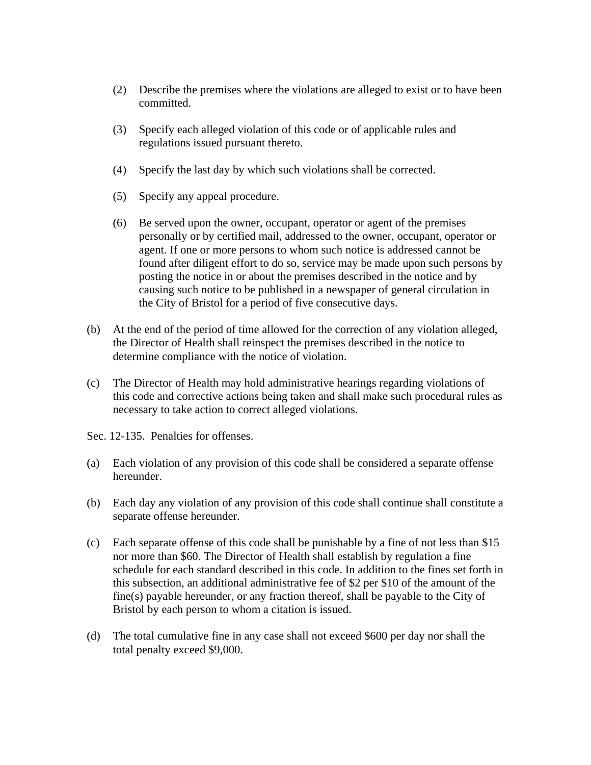(2) Describe the premises where the violations are alleged to exist or to have been committed.

(3) Specify each alleged violation of this code or of applicable rules and regulations issued pursuant thereto.

(4) Specify the last day by which such violations shall be corrected.

(5) Specify any appeal procedure.

(6) Be served upon the owner, occupant, operator or agent of the premises personally or by certified mail, addressed to the owner, occupant, operator or agent. If one or more persons to whom such notice is addressed cannot be found after diligent effort to do so, service may be made upon such persons by posting the notice in or about the premises described in the notice and by causing such notice to be published in a newspaper of general circulation in the City of Bristol for a period of five consecutive days.

(b) At the end of the period of time allowed for the correction of any violation alleged, the Director of Health shall reinspect the premises described in the notice to determine compliance with the notice of violation.

(c) The Director of Health may hold administrative hearings regarding violations of this code and corrective actions being taken and shall make such procedural rules as necessary to take action to correct alleged violations.

Sec. 12-135. Penalties for offenses.

(a) Each violation of any provision of this code shall be considered a separate offense hereunder.

(b) Each day any violation of any provision of this code shall continue shall constitute a separate offense hereunder.

(c) Each separate offense of this code shall be punishable by a fine of not less than $15 nor more than $60. The Director of Health shall establish by regulation a fine schedule for each standard described in this code. In addition to the fines set forth in this subsection, an additional administrative fee of $2 per $10 of the amount of the fine(s) payable hereunder, or any fraction thereof, shall be payable to the City of Bristol by each person to whom a citation is issued.

(d) The total cumulative fine in any case shall not exceed $600 per day nor shall the total penalty exceed $9,000.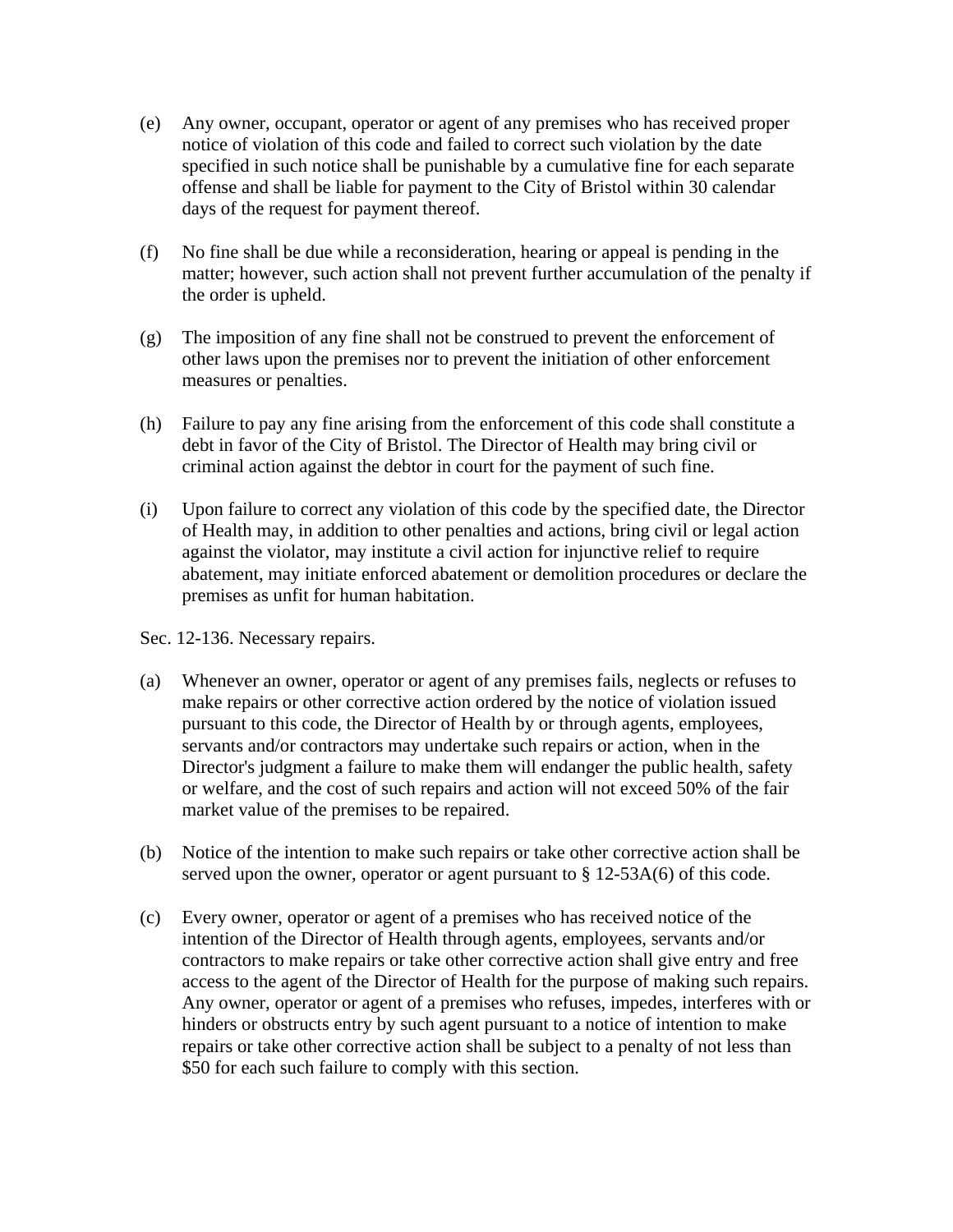(e) Any owner, occupant, operator or agent of any premises who has received proper notice of violation of this code and failed to correct such violation by the date specified in such notice shall be punishable by a cumulative fine for each separate offense and shall be liable for payment to the City of Bristol within 30 calendar days of the request for payment thereof.

(f) No fine shall be due while a reconsideration, hearing or appeal is pending in the matter; however, such action shall not prevent further accumulation of the penalty if the order is upheld.

(g) The imposition of any fine shall not be construed to prevent the enforcement of other laws upon the premises nor to prevent the initiation of other enforcement measures or penalties.

(h) Failure to pay any fine arising from the enforcement of this code shall constitute a debt in favor of the City of Bristol. The Director of Health may bring civil or criminal action against the debtor in court for the payment of such fine.

(i) Upon failure to correct any violation of this code by the specified date, the Director of Health may, in addition to other penalties and actions, bring civil or legal action against the violator, may institute a civil action for injunctive relief to require abatement, may initiate enforced abatement or demolition procedures or declare the premises as unfit for human habitation.

Sec. 12-136. Necessary repairs.

(a) Whenever an owner, operator or agent of any premises fails, neglects or refuses to make repairs or other corrective action ordered by the notice of violation issued pursuant to this code, the Director of Health by or through agents, employees, servants and/or contractors may undertake such repairs or action, when in the Director's judgment a failure to make them will endanger the public health, safety or welfare, and the cost of such repairs and action will not exceed 50% of the fair market value of the premises to be repaired.

(b) Notice of the intention to make such repairs or take other corrective action shall be served upon the owner, operator or agent pursuant to § 12-53A(6) of this code.

(c) Every owner, operator or agent of a premises who has received notice of the intention of the Director of Health through agents, employees, servants and/or contractors to make repairs or take other corrective action shall give entry and free access to the agent of the Director of Health for the purpose of making such repairs. Any owner, operator or agent of a premises who refuses, impedes, interferes with or hinders or obstructs entry by such agent pursuant to a notice of intention to make repairs or take other corrective action shall be subject to a penalty of not less than $50 for each such failure to comply with this section.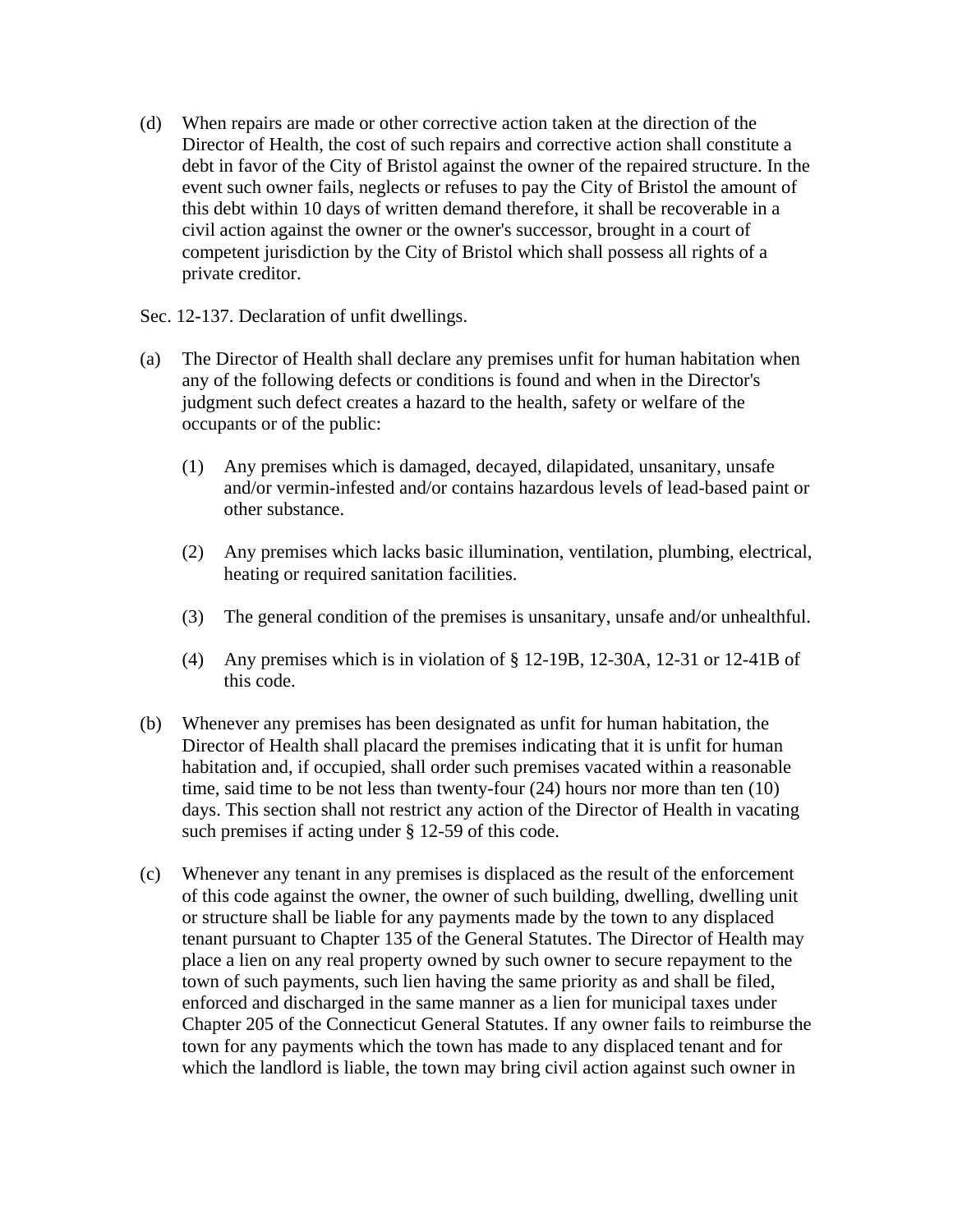(d) When repairs are made or other corrective action taken at the direction of the Director of Health, the cost of such repairs and corrective action shall constitute a debt in favor of the City of Bristol against the owner of the repaired structure. In the event such owner fails, neglects or refuses to pay the City of Bristol the amount of this debt within 10 days of written demand therefore, it shall be recoverable in a civil action against the owner or the owner's successor, brought in a court of competent jurisdiction by the City of Bristol which shall possess all rights of a private creditor.

Sec. 12-137. Declaration of unfit dwellings.

(a) The Director of Health shall declare any premises unfit for human habitation when any of the following defects or conditions is found and when in the Director's judgment such defect creates a hazard to the health, safety or welfare of the occupants or of the public:

  (1) Any premises which is damaged, decayed, dilapidated, unsanitary, unsafe and/or vermin-infested and/or contains hazardous levels of lead-based paint or other substance.

  (2) Any premises which lacks basic illumination, ventilation, plumbing, electrical, heating or required sanitation facilities.

  (3) The general condition of the premises is unsanitary, unsafe and/or unhealthful.

  (4) Any premises which is in violation of § 12-19B, 12-30A, 12-31 or 12-41B of this code.

(b) Whenever any premises has been designated as unfit for human habitation, the Director of Health shall placard the premises indicating that it is unfit for human habitation and, if occupied, shall order such premises vacated within a reasonable time, said time to be not less than twenty-four (24) hours nor more than ten (10) days. This section shall not restrict any action of the Director of Health in vacating such premises if acting under § 12-59 of this code.

(c) Whenever any tenant in any premises is displaced as the result of the enforcement of this code against the owner, the owner of such building, dwelling, dwelling unit or structure shall be liable for any payments made by the town to any displaced tenant pursuant to Chapter 135 of the General Statutes. The Director of Health may place a lien on any real property owned by such owner to secure repayment to the town of such payments, such lien having the same priority as and shall be filed, enforced and discharged in the same manner as a lien for municipal taxes under Chapter 205 of the Connecticut General Statutes. If any owner fails to reimburse the town for any payments which the town has made to any displaced tenant and for which the landlord is liable, the town may bring civil action against such owner in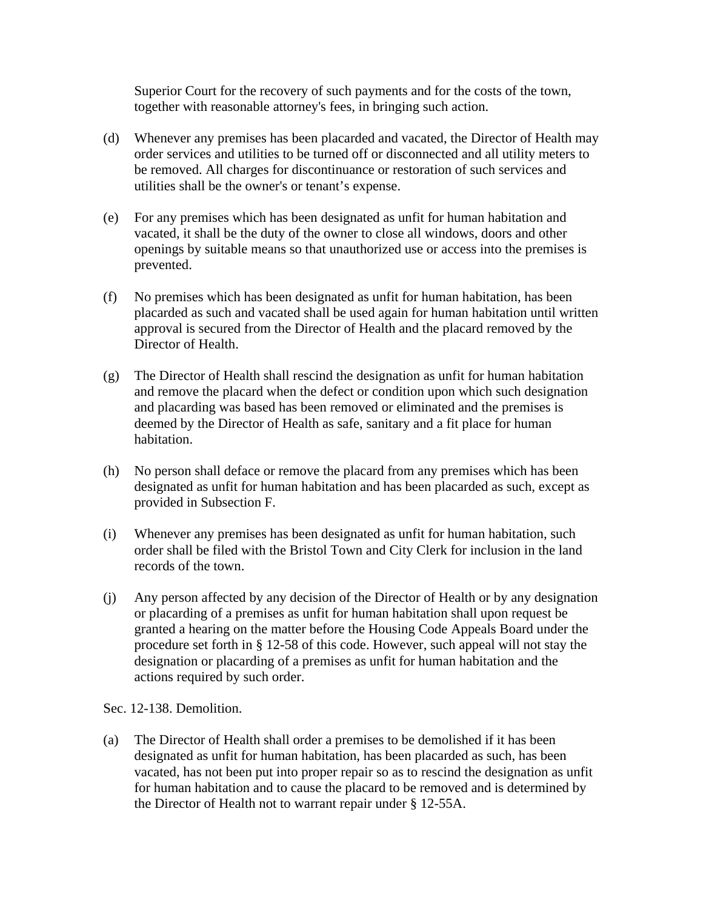Superior Court for the recovery of such payments and for the costs of the town, together with reasonable attorney's fees, in bringing such action.

(d) Whenever any premises has been placarded and vacated, the Director of Health may order services and utilities to be turned off or disconnected and all utility meters to be removed. All charges for discontinuance or restoration of such services and utilities shall be the owner's or tenant’s expense.

(e) For any premises which has been designated as unfit for human habitation and vacated, it shall be the duty of the owner to close all windows, doors and other openings by suitable means so that unauthorized use or access into the premises is prevented.

(f) No premises which has been designated as unfit for human habitation, has been placarded as such and vacated shall be used again for human habitation until written approval is secured from the Director of Health and the placard removed by the Director of Health.

(g) The Director of Health shall rescind the designation as unfit for human habitation and remove the placard when the defect or condition upon which such designation and placarding was based has been removed or eliminated and the premises is deemed by the Director of Health as safe, sanitary and a fit place for human habitation.

(h) No person shall deface or remove the placard from any premises which has been designated as unfit for human habitation and has been placarded as such, except as provided in Subsection F.

(i) Whenever any premises has been designated as unfit for human habitation, such order shall be filed with the Bristol Town and City Clerk for inclusion in the land records of the town.

(j) Any person affected by any decision of the Director of Health or by any designation or placarding of a premises as unfit for human habitation shall upon request be granted a hearing on the matter before the Housing Code Appeals Board under the procedure set forth in § 12-58 of this code. However, such appeal will not stay the designation or placarding of a premises as unfit for human habitation and the actions required by such order.

Sec. 12-138. Demolition.

(a) The Director of Health shall order a premises to be demolished if it has been designated as unfit for human habitation, has been placarded as such, has been vacated, has not been put into proper repair so as to rescind the designation as unfit for human habitation and to cause the placard to be removed and is determined by the Director of Health not to warrant repair under § 12-55A.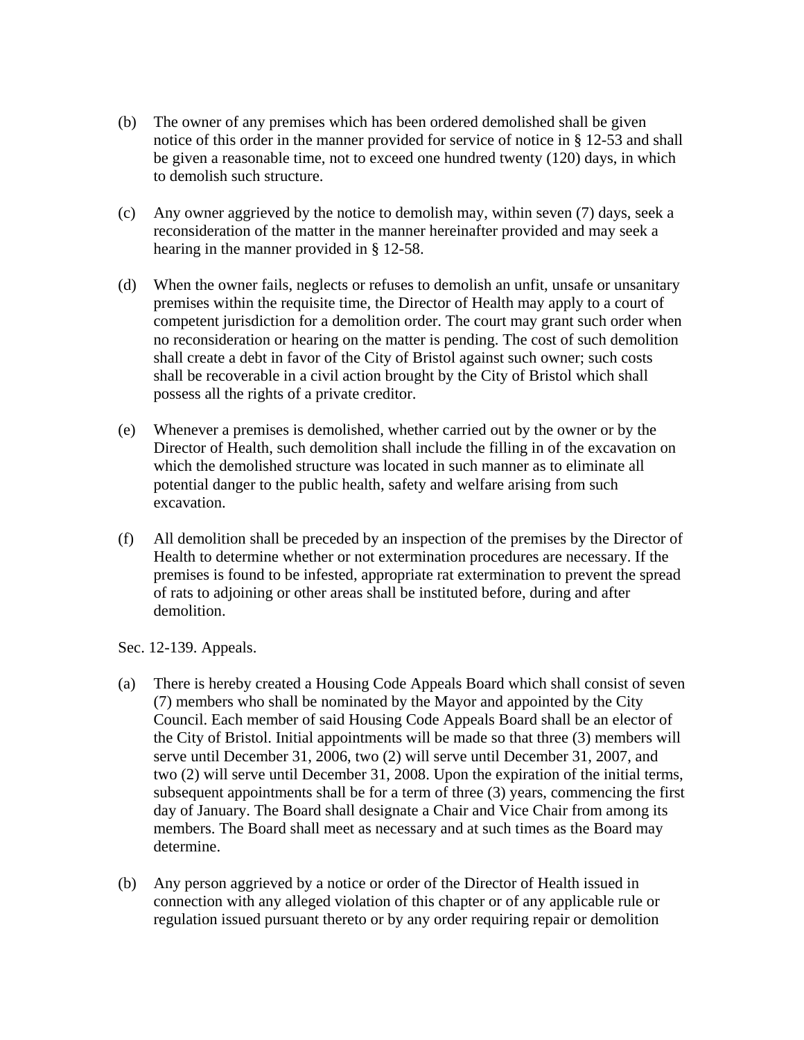(b) The owner of any premises which has been ordered demolished shall be given notice of this order in the manner provided for service of notice in § 12-53 and shall be given a reasonable time, not to exceed one hundred twenty (120) days, in which to demolish such structure.

(c) Any owner aggrieved by the notice to demolish may, within seven (7) days, seek a reconsideration of the matter in the manner hereinafter provided and may seek a hearing in the manner provided in § 12-58.

(d) When the owner fails, neglects or refuses to demolish an unfit, unsafe or unsanitary premises within the requisite time, the Director of Health may apply to a court of competent jurisdiction for a demolition order. The court may grant such order when no reconsideration or hearing on the matter is pending. The cost of such demolition shall create a debt in favor of the City of Bristol against such owner; such costs shall be recoverable in a civil action brought by the City of Bristol which shall possess all the rights of a private creditor.

(e) Whenever a premises is demolished, whether carried out by the owner or by the Director of Health, such demolition shall include the filling in of the excavation on which the demolished structure was located in such manner as to eliminate all potential danger to the public health, safety and welfare arising from such excavation.

(f) All demolition shall be preceded by an inspection of the premises by the Director of Health to determine whether or not extermination procedures are necessary. If the premises is found to be infested, appropriate rat extermination to prevent the spread of rats to adjoining or other areas shall be instituted before, during and after demolition.

Sec. 12-139. Appeals.

(a) There is hereby created a Housing Code Appeals Board which shall consist of seven (7) members who shall be nominated by the Mayor and appointed by the City Council. Each member of said Housing Code Appeals Board shall be an elector of the City of Bristol. Initial appointments will be made so that three (3) members will serve until December 31, 2006, two (2) will serve until December 31, 2007, and two (2) will serve until December 31, 2008. Upon the expiration of the initial terms, subsequent appointments shall be for a term of three (3) years, commencing the first day of January. The Board shall designate a Chair and Vice Chair from among its members. The Board shall meet as necessary and at such times as the Board may determine.

(b) Any person aggrieved by a notice or order of the Director of Health issued in connection with any alleged violation of this chapter or of any applicable rule or regulation issued pursuant thereto or by any order requiring repair or demolition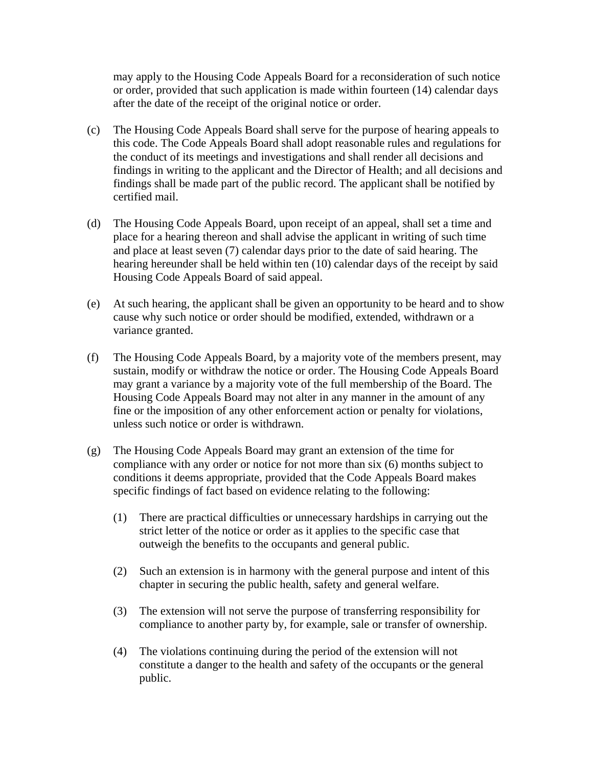may apply to the Housing Code Appeals Board for a reconsideration of such notice or order, provided that such application is made within fourteen (14) calendar days after the date of the receipt of the original notice or order.

(c) The Housing Code Appeals Board shall serve for the purpose of hearing appeals to this code. The Code Appeals Board shall adopt reasonable rules and regulations for the conduct of its meetings and investigations and shall render all decisions and findings in writing to the applicant and the Director of Health; and all decisions and findings shall be made part of the public record. The applicant shall be notified by certified mail.

(d) The Housing Code Appeals Board, upon receipt of an appeal, shall set a time and place for a hearing thereon and shall advise the applicant in writing of such time and place at least seven (7) calendar days prior to the date of said hearing. The hearing hereunder shall be held within ten (10) calendar days of the receipt by said Housing Code Appeals Board of said appeal.

(e) At such hearing, the applicant shall be given an opportunity to be heard and to show cause why such notice or order should be modified, extended, withdrawn or a variance granted.

(f) The Housing Code Appeals Board, by a majority vote of the members present, may sustain, modify or withdraw the notice or order. The Housing Code Appeals Board may grant a variance by a majority vote of the full membership of the Board. The Housing Code Appeals Board may not alter in any manner in the amount of any fine or the imposition of any other enforcement action or penalty for violations, unless such notice or order is withdrawn.

(g) The Housing Code Appeals Board may grant an extension of the time for compliance with any order or notice for not more than six (6) months subject to conditions it deems appropriate, provided that the Code Appeals Board makes specific findings of fact based on evidence relating to the following:

   (1) There are practical difficulties or unnecessary hardships in carrying out the strict letter of the notice or order as it applies to the specific case that outweigh the benefits to the occupants and general public.

   (2) Such an extension is in harmony with the general purpose and intent of this chapter in securing the public health, safety and general welfare.

   (3) The extension will not serve the purpose of transferring responsibility for compliance to another party by, for example, sale or transfer of ownership.

   (4) The violations continuing during the period of the extension will not constitute a danger to the health and safety of the occupants or the general public.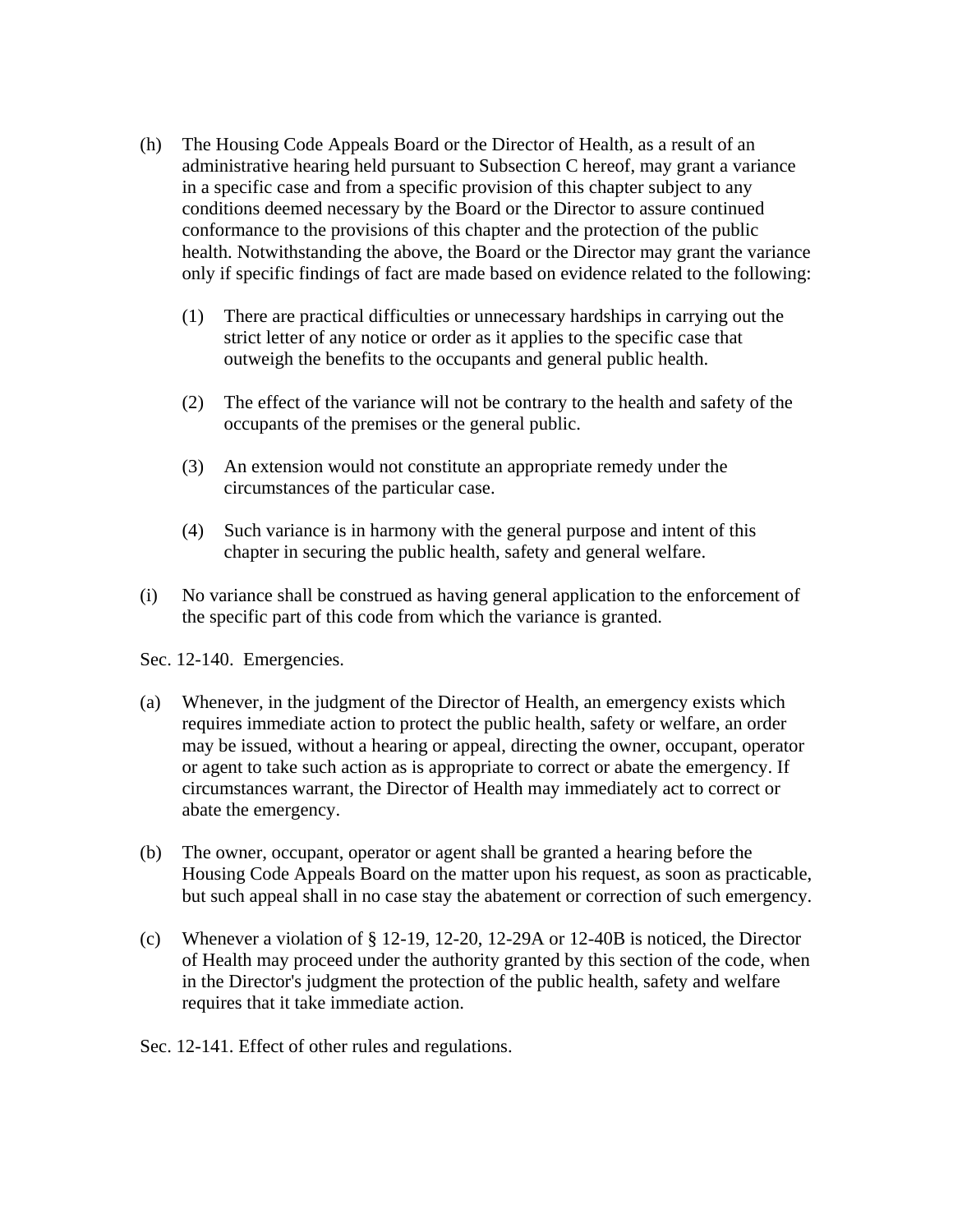(h) The Housing Code Appeals Board or the Director of Health, as a result of an administrative hearing held pursuant to Subsection C hereof, may grant a variance in a specific case and from a specific provision of this chapter subject to any conditions deemed necessary by the Board or the Director to assure continued conformance to the provisions of this chapter and the protection of the public health. Notwithstanding the above, the Board or the Director may grant the variance only if specific findings of fact are made based on evidence related to the following:

    (1) There are practical difficulties or unnecessary hardships in carrying out the strict letter of any notice or order as it applies to the specific case that outweigh the benefits to the occupants and general public health.

    (2) The effect of the variance will not be contrary to the health and safety of the occupants of the premises or the general public.

    (3) An extension would not constitute an appropriate remedy under the circumstances of the particular case.

    (4) Such variance is in harmony with the general purpose and intent of this chapter in securing the public health, safety and general welfare.

(i) No variance shall be construed as having general application to the enforcement of the specific part of this code from which the variance is granted.

Sec. 12-140. Emergencies.

(a) Whenever, in the judgment of the Director of Health, an emergency exists which requires immediate action to protect the public health, safety or welfare, an order may be issued, without a hearing or appeal, directing the owner, occupant, operator or agent to take such action as is appropriate to correct or abate the emergency. If circumstances warrant, the Director of Health may immediately act to correct or abate the emergency.

(b) The owner, occupant, operator or agent shall be granted a hearing before the Housing Code Appeals Board on the matter upon his request, as soon as practicable, but such appeal shall in no case stay the abatement or correction of such emergency.

(c) Whenever a violation of § 12-19, 12-20, 12-29A or 12-40B is noticed, the Director of Health may proceed under the authority granted by this section of the code, when in the Director's judgment the protection of the public health, safety and welfare requires that it take immediate action.

Sec. 12-141. Effect of other rules and regulations.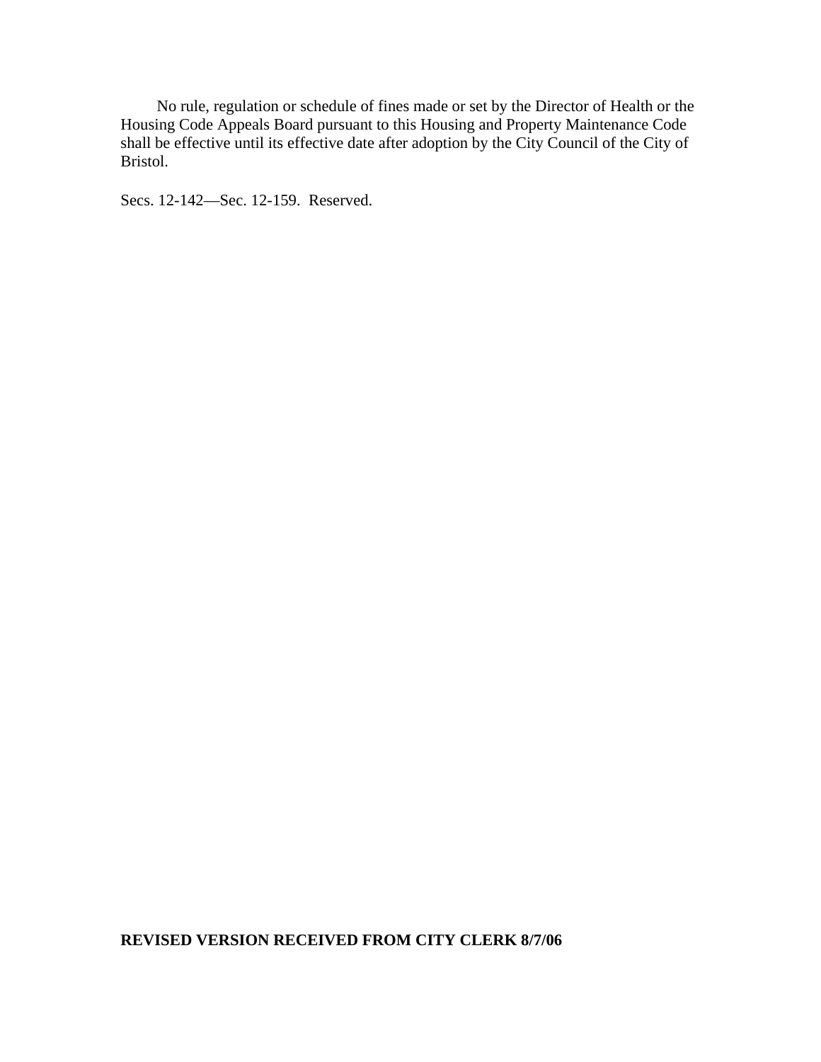No rule, regulation or schedule of fines made or set by the Director of Health or the Housing Code Appeals Board pursuant to this Housing and Property Maintenance Code shall be effective until its effective date after adoption by the City Council of the City of Bristol.

Secs. 12-142—Sec. 12-159. Reserved.

**REVISED VERSION RECEIVED FROM CITY CLERK 8/7/06**